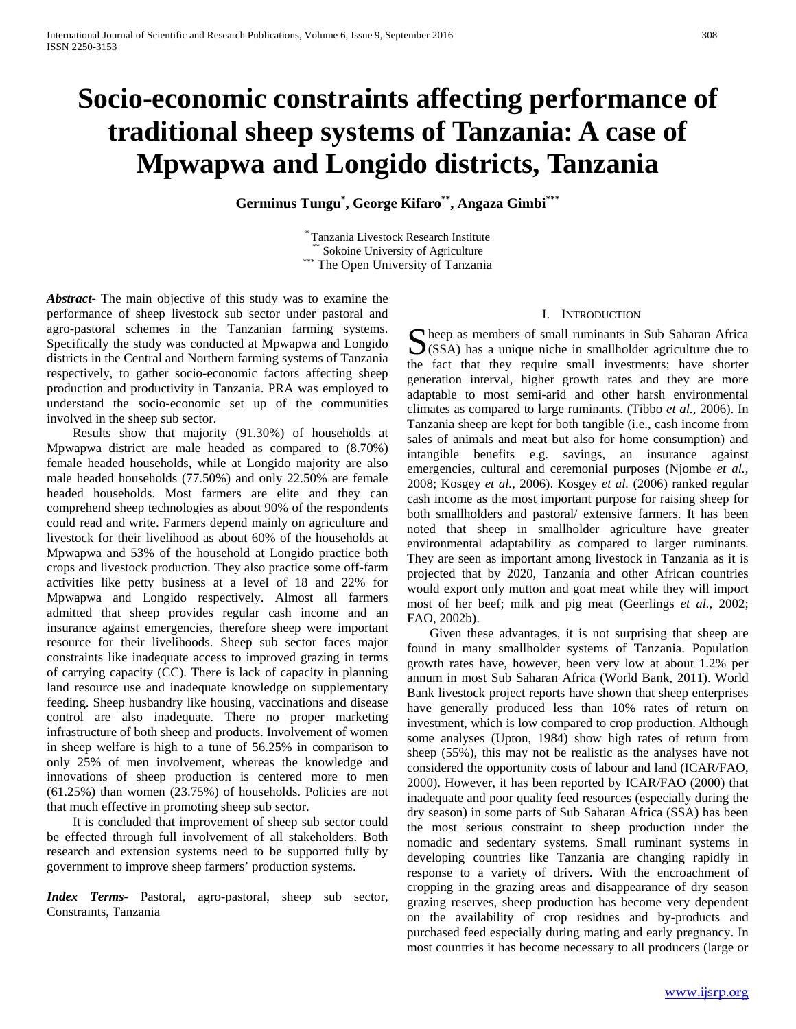# Socio-economic constraints affecting performance of traditional sheep systems of Tanzania: A case of Mpwapwa and Longido districts, Tanzania

**Germinus Tungu[*], George Kifaro[**], Angaza Gimbi[***]**

[*] Tanzania Livestock Research Institute
[**] Sokoine University of Agriculture
[***] The Open University of Tanzania

***Abstract***- The main objective of this study was to examine the performance of sheep livestock sub sector under pastoral and agro-pastoral schemes in the Tanzanian farming systems. Specifically the study was conducted at Mpwapwa and Longido districts in the Central and Northern farming systems of Tanzania respectively, to gather socio-economic factors affecting sheep production and productivity in Tanzania. PRA was employed to understand the socio-economic set up of the communities involved in the sheep sub sector.

Results show that majority (91.30%) of households at Mpwapwa district are male headed as compared to (8.70%) female headed households, while at Longido majority are also male headed households (77.50%) and only 22.50% are female headed households. Most farmers are elite and they can comprehend sheep technologies as about 90% of the respondents could read and write. Farmers depend mainly on agriculture and livestock for their livelihood as about 60% of the households at Mpwapwa and 53% of the household at Longido practice both crops and livestock production. They also practice some off-farm activities like petty business at a level of 18 and 22% for Mpwapwa and Longido respectively. Almost all farmers admitted that sheep provides regular cash income and an insurance against emergencies, therefore sheep were important resource for their livelihoods. Sheep sub sector faces major constraints like inadequate access to improved grazing in terms of carrying capacity (CC). There is lack of capacity in planning land resource use and inadequate knowledge on supplementary feeding. Sheep husbandry like housing, vaccinations and disease control are also inadequate. There no proper marketing infrastructure of both sheep and products. Involvement of women in sheep welfare is high to a tune of 56.25% in comparison to only 25% of men involvement, whereas the knowledge and innovations of sheep production is centered more to men (61.25%) than women (23.75%) of households. Policies are not that much effective in promoting sheep sub sector.

It is concluded that improvement of sheep sub sector could be effected through full involvement of all stakeholders. Both research and extension systems need to be supported fully by government to improve sheep farmers' production systems.

***Index Terms***- Pastoral, agro-pastoral, sheep sub sector, Constraints, Tanzania

## I. Introduction

Sheep as members of small ruminants in Sub Saharan Africa (SSA) has a unique niche in smallholder agriculture due to the fact that they require small investments; have shorter generation interval, higher growth rates and they are more adaptable to most semi-arid and other harsh environmental climates as compared to large ruminants. (Tibbo *et al.,* 2006). In Tanzania sheep are kept for both tangible (i.e., cash income from sales of animals and meat but also for home consumption) and intangible benefits e.g. savings, an insurance against emergencies, cultural and ceremonial purposes (Njombe *et al.,* 2008; Kosgey *et al.,* 2006). Kosgey *et al.* (2006) ranked regular cash income as the most important purpose for raising sheep for both smallholders and pastoral/ extensive farmers. It has been noted that sheep in smallholder agriculture have greater environmental adaptability as compared to larger ruminants. They are seen as important among livestock in Tanzania as it is projected that by 2020, Tanzania and other African countries would export only mutton and goat meat while they will import most of her beef; milk and pig meat (Geerlings *et al.,* 2002; FAO, 2002b).

Given these advantages, it is not surprising that sheep are found in many smallholder systems of Tanzania. Population growth rates have, however, been very low at about 1.2% per annum in most Sub Saharan Africa (World Bank, 2011). World Bank livestock project reports have shown that sheep enterprises have generally produced less than 10% rates of return on investment, which is low compared to crop production. Although some analyses (Upton, 1984) show high rates of return from sheep (55%), this may not be realistic as the analyses have not considered the opportunity costs of labour and land (ICAR/FAO, 2000). However, it has been reported by ICAR/FAO (2000) that inadequate and poor quality feed resources (especially during the dry season) in some parts of Sub Saharan Africa (SSA) has been the most serious constraint to sheep production under the nomadic and sedentary systems. Small ruminant systems in developing countries like Tanzania are changing rapidly in response to a variety of drivers. With the encroachment of cropping in the grazing areas and disappearance of dry season grazing reserves, sheep production has become very dependent on the availability of crop residues and by-products and purchased feed especially during mating and early pregnancy. In most countries it has become necessary to all producers (large or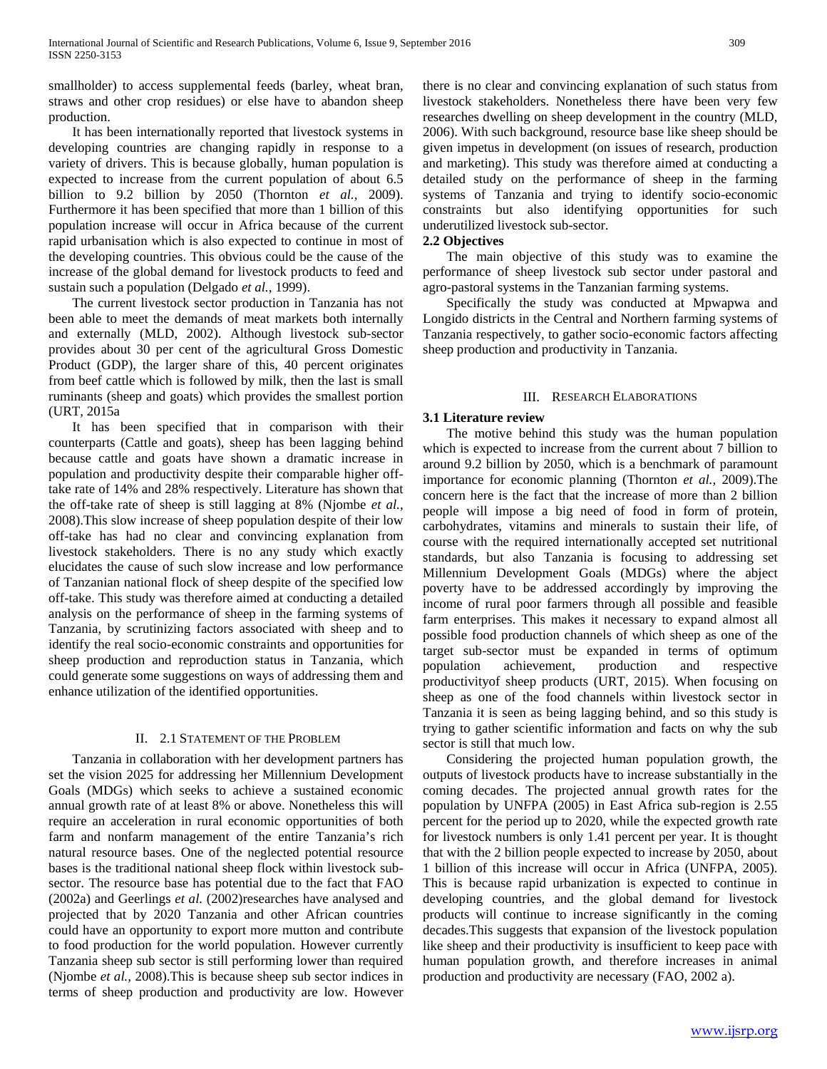smallholder) to access supplemental feeds (barley, wheat bran, straws and other crop residues) or else have to abandon sheep production.

It has been internationally reported that livestock systems in developing countries are changing rapidly in response to a variety of drivers. This is because globally, human population is expected to increase from the current population of about 6.5 billion to 9.2 billion by 2050 (Thornton *et al.,* 2009). Furthermore it has been specified that more than 1 billion of this population increase will occur in Africa because of the current rapid urbanisation which is also expected to continue in most of the developing countries. This obvious could be the cause of the increase of the global demand for livestock products to feed and sustain such a population (Delgado *et al.,* 1999).

The current livestock sector production in Tanzania has not been able to meet the demands of meat markets both internally and externally (MLD, 2002). Although livestock sub-sector provides about 30 per cent of the agricultural Gross Domestic Product (GDP), the larger share of this, 40 percent originates from beef cattle which is followed by milk, then the last is small ruminants (sheep and goats) which provides the smallest portion (URT, 2015a

It has been specified that in comparison with their counterparts (Cattle and goats), sheep has been lagging behind because cattle and goats have shown a dramatic increase in population and productivity despite their comparable higher off-take rate of 14% and 28% respectively. Literature has shown that the off-take rate of sheep is still lagging at 8% (Njombe *et al.,* 2008).This slow increase of sheep population despite of their low off-take has had no clear and convincing explanation from livestock stakeholders. There is no any study which exactly elucidates the cause of such slow increase and low performance of Tanzanian national flock of sheep despite of the specified low off-take. This study was therefore aimed at conducting a detailed analysis on the performance of sheep in the farming systems of Tanzania, by scrutinizing factors associated with sheep and to identify the real socio-economic constraints and opportunities for sheep production and reproduction status in Tanzania, which could generate some suggestions on ways of addressing them and enhance utilization of the identified opportunities.

## II. 2.1 Statement of the Problem

Tanzania in collaboration with her development partners has set the vision 2025 for addressing her Millennium Development Goals (MDGs) which seeks to achieve a sustained economic annual growth rate of at least 8% or above. Nonetheless this will require an acceleration in rural economic opportunities of both farm and nonfarm management of the entire Tanzania's rich natural resource bases. One of the neglected potential resource bases is the traditional national sheep flock within livestock sub-sector. The resource base has potential due to the fact that FAO (2002a) and Geerlings *et al.* (2002)researches have analysed and projected that by 2020 Tanzania and other African countries could have an opportunity to export more mutton and contribute to food production for the world population. However currently Tanzania sheep sub sector is still performing lower than required (Njombe *et al.,* 2008).This is because sheep sub sector indices in terms of sheep production and productivity are low. However there is no clear and convincing explanation of such status from livestock stakeholders. Nonetheless there have been very few researches dwelling on sheep development in the country (MLD, 2006). With such background, resource base like sheep should be given impetus in development (on issues of research, production and marketing). This study was therefore aimed at conducting a detailed study on the performance of sheep in the farming systems of Tanzania and trying to identify socio-economic constraints but also identifying opportunities for such underutilized livestock sub-sector.

### 2.2 Objectives

The main objective of this study was to examine the performance of sheep livestock sub sector under pastoral and agro-pastoral systems in the Tanzanian farming systems.

Specifically the study was conducted at Mpwapwa and Longido districts in the Central and Northern farming systems of Tanzania respectively, to gather socio-economic factors affecting sheep production and productivity in Tanzania.

## III. Research Elaborations

### 3.1 Literature review

The motive behind this study was the human population which is expected to increase from the current about 7 billion to around 9.2 billion by 2050, which is a benchmark of paramount importance for economic planning (Thornton *et al.,* 2009).The concern here is the fact that the increase of more than 2 billion people will impose a big need of food in form of protein, carbohydrates, vitamins and minerals to sustain their life, of course with the required internationally accepted set nutritional standards, but also Tanzania is focusing to addressing set Millennium Development Goals (MDGs) where the abject poverty have to be addressed accordingly by improving the income of rural poor farmers through all possible and feasible farm enterprises. This makes it necessary to expand almost all possible food production channels of which sheep as one of the target sub-sector must be expanded in terms of optimum population achievement, production and respective productivityof sheep products (URT, 2015). When focusing on sheep as one of the food channels within livestock sector in Tanzania it is seen as being lagging behind, and so this study is trying to gather scientific information and facts on why the sub sector is still that much low.

Considering the projected human population growth, the outputs of livestock products have to increase substantially in the coming decades. The projected annual growth rates for the population by UNFPA (2005) in East Africa sub-region is 2.55 percent for the period up to 2020, while the expected growth rate for livestock numbers is only 1.41 percent per year. It is thought that with the 2 billion people expected to increase by 2050, about 1 billion of this increase will occur in Africa (UNFPA, 2005). This is because rapid urbanization is expected to continue in developing countries, and the global demand for livestock products will continue to increase significantly in the coming decades.This suggests that expansion of the livestock population like sheep and their productivity is insufficient to keep pace with human population growth, and therefore increases in animal production and productivity are necessary (FAO, 2002 a).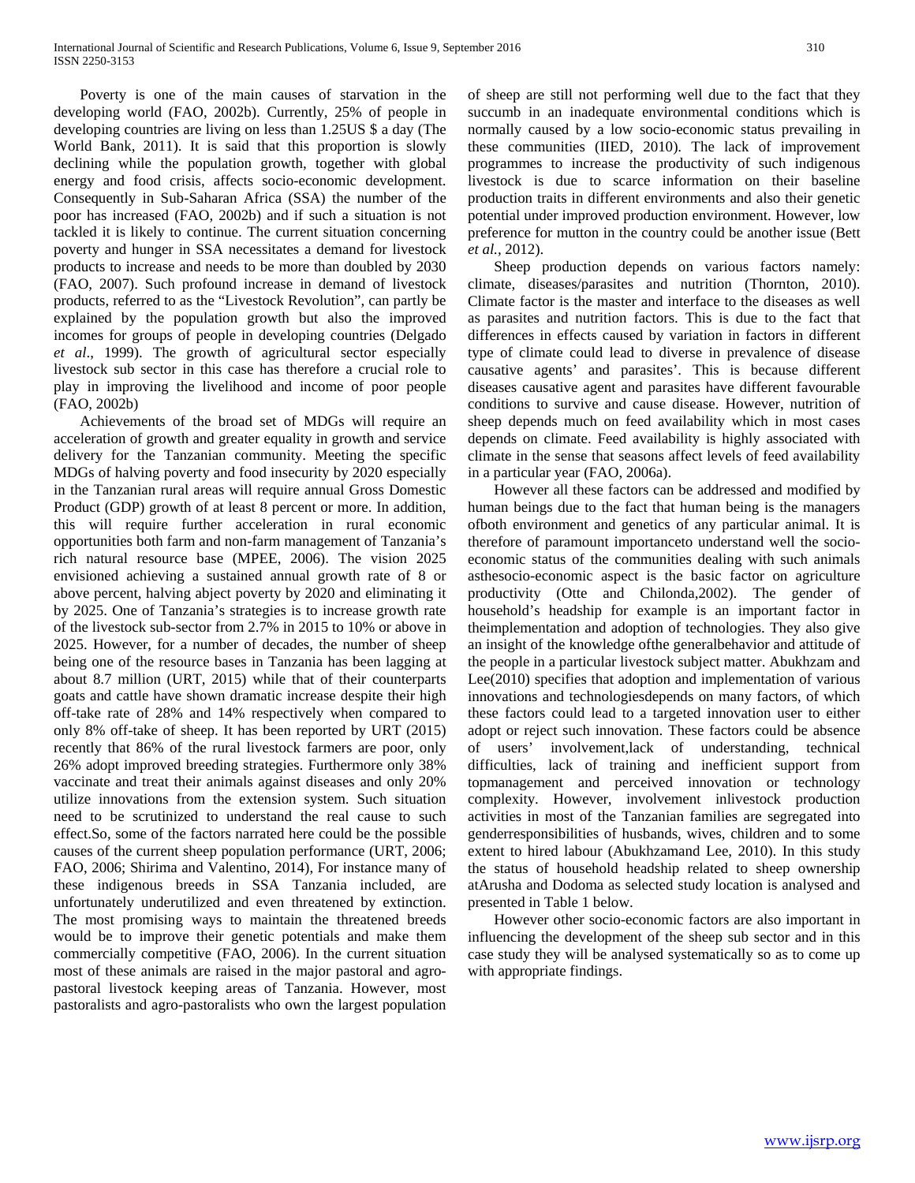Poverty is one of the main causes of starvation in the developing world (FAO, 2002b). Currently, 25% of people in developing countries are living on less than 1.25US $ a day (The World Bank, 2011). It is said that this proportion is slowly declining while the population growth, together with global energy and food crisis, affects socio-economic development. Consequently in Sub-Saharan Africa (SSA) the number of the poor has increased (FAO, 2002b) and if such a situation is not tackled it is likely to continue. The current situation concerning poverty and hunger in SSA necessitates a demand for livestock products to increase and needs to be more than doubled by 2030 (FAO, 2007). Such profound increase in demand of livestock products, referred to as the "Livestock Revolution", can partly be explained by the population growth but also the improved incomes for groups of people in developing countries (Delgado *et al*., 1999). The growth of agricultural sector especially livestock sub sector in this case has therefore a crucial role to play in improving the livelihood and income of poor people (FAO, 2002b)

Achievements of the broad set of MDGs will require an acceleration of growth and greater equality in growth and service delivery for the Tanzanian community. Meeting the specific MDGs of halving poverty and food insecurity by 2020 especially in the Tanzanian rural areas will require annual Gross Domestic Product (GDP) growth of at least 8 percent or more. In addition, this will require further acceleration in rural economic opportunities both farm and non-farm management of Tanzania's rich natural resource base (MPEE, 2006). The vision 2025 envisioned achieving a sustained annual growth rate of 8 or above percent, halving abject poverty by 2020 and eliminating it by 2025. One of Tanzania's strategies is to increase growth rate of the livestock sub-sector from 2.7% in 2015 to 10% or above in 2025. However, for a number of decades, the number of sheep being one of the resource bases in Tanzania has been lagging at about 8.7 million (URT, 2015) while that of their counterparts goats and cattle have shown dramatic increase despite their high off-take rate of 28% and 14% respectively when compared to only 8% off-take of sheep. It has been reported by URT (2015) recently that 86% of the rural livestock farmers are poor, only 26% adopt improved breeding strategies. Furthermore only 38% vaccinate and treat their animals against diseases and only 20% utilize innovations from the extension system. Such situation need to be scrutinized to understand the real cause to such effect.So, some of the factors narrated here could be the possible causes of the current sheep population performance (URT, 2006; FAO, 2006; Shirima and Valentino, 2014), For instance many of these indigenous breeds in SSA Tanzania included, are unfortunately underutilized and even threatened by extinction. The most promising ways to maintain the threatened breeds would be to improve their genetic potentials and make them commercially competitive (FAO, 2006). In the current situation most of these animals are raised in the major pastoral and agro-pastoral livestock keeping areas of Tanzania. However, most pastoralists and agro-pastoralists who own the largest population of sheep are still not performing well due to the fact that they succumb in an inadequate environmental conditions which is normally caused by a low socio-economic status prevailing in these communities (IIED, 2010). The lack of improvement programmes to increase the productivity of such indigenous livestock is due to scarce information on their baseline production traits in different environments and also their genetic potential under improved production environment. However, low preference for mutton in the country could be another issue (Bett *et al.*, 2012).

Sheep production depends on various factors namely: climate, diseases/parasites and nutrition (Thornton, 2010). Climate factor is the master and interface to the diseases as well as parasites and nutrition factors. This is due to the fact that differences in effects caused by variation in factors in different type of climate could lead to diverse in prevalence of disease causative agents' and parasites'. This is because different diseases causative agent and parasites have different favourable conditions to survive and cause disease. However, nutrition of sheep depends much on feed availability which in most cases depends on climate. Feed availability is highly associated with climate in the sense that seasons affect levels of feed availability in a particular year (FAO, 2006a).

However all these factors can be addressed and modified by human beings due to the fact that human being is the managers ofboth environment and genetics of any particular animal. It is therefore of paramount importanceto understand well the socio-economic status of the communities dealing with such animals asthesocio-economic aspect is the basic factor on agriculture productivity (Otte and Chilonda,2002). The gender of household's headship for example is an important factor in theimplementation and adoption of technologies. They also give an insight of the knowledge ofthe generalbehavior and attitude of the people in a particular livestock subject matter. Abukhzam and Lee(2010) specifies that adoption and implementation of various innovations and technologiesdepends on many factors, of which these factors could lead to a targeted innovation user to either adopt or reject such innovation. These factors could be absence of users' involvement,lack of understanding, technical difficulties, lack of training and inefficient support from topmanagement and perceived innovation or technology complexity. However, involvement inlivestock production activities in most of the Tanzanian families are segregated into genderresponsibilities of husbands, wives, children and to some extent to hired labour (Abukhzamand Lee, 2010). In this study the status of household headship related to sheep ownership atArusha and Dodoma as selected study location is analysed and presented in Table 1 below.

However other socio-economic factors are also important in influencing the development of the sheep sub sector and in this case study they will be analysed systematically so as to come up with appropriate findings.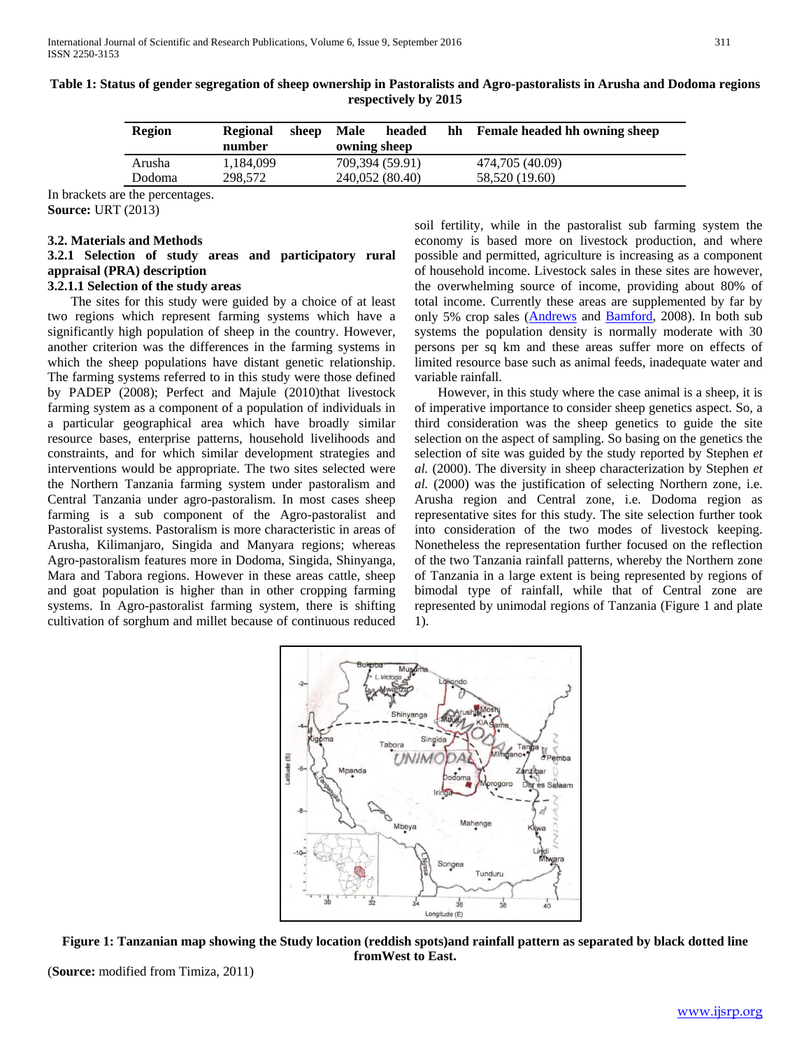**Table 1: Status of gender segregation of sheep ownership in Pastoralists and Agro-pastoralists in Arusha and Dodoma regions respectively by 2015**

| Region | Regional sheep number | Male headed hh owning sheep | Female headed hh owning sheep |
|---|---|---|---|
| Arusha | 1,184,099 | 709,394 (59.91) | 474,705 (40.09) |
| Dodoma | 298,572 | 240,052 (80.40) | 58,520 (19.60) |

In brackets are the percentages.
**Source:** URT (2013)

### 3.2. Materials and Methods

### 3.2.1 Selection of study areas and participatory rural appraisal (PRA) description

#### 3.2.1.1 Selection of the study areas

The sites for this study were guided by a choice of at least two regions which represent farming systems which have a significantly high population of sheep in the country. However, another criterion was the differences in the farming systems in which the sheep populations have distant genetic relationship. The farming systems referred to in this study were those defined by PADEP (2008); Perfect and Majule (2010)that livestock farming system as a component of a population of individuals in a particular geographical area which have broadly similar resource bases, enterprise patterns, household livelihoods and constraints, and for which similar development strategies and interventions would be appropriate. The two sites selected were the Northern Tanzania farming system under pastoralism and Central Tanzania under agro-pastoralism. In most cases sheep farming is a sub component of the Agro-pastoralist and Pastoralist systems. Pastoralism is more characteristic in areas of Arusha, Kilimanjaro, Singida and Manyara regions; whereas Agro-pastoralism features more in Dodoma, Singida, Shinyanga, Mara and Tabora regions. However in these areas cattle, sheep and goat population is higher than in other cropping farming systems. In Agro-pastoralist farming system, there is shifting cultivation of sorghum and millet because of continuous reduced soil fertility, while in the pastoralist sub farming system the economy is based more on livestock production, and where possible and permitted, agriculture is increasing as a component of household income. Livestock sales in these sites are however, the overwhelming source of income, providing about 80% of total income. Currently these areas are supplemented by far by only 5% crop sales (Andrews and Bamford, 2008). In both sub systems the population density is normally moderate with 30 persons per sq km and these areas suffer more on effects of limited resource base such as animal feeds, inadequate water and variable rainfall.

However, in this study where the case animal is a sheep, it is of imperative importance to consider sheep genetics aspect. So, a third consideration was the sheep genetics to guide the site selection on the aspect of sampling. So basing on the genetics the selection of site was guided by the study reported by Stephen *et al.* (2000). The diversity in sheep characterization by Stephen *et al.* (2000) was the justification of selecting Northern zone, i.e. Arusha region and Central zone, i.e. Dodoma region as representative sites for this study. The site selection further took into consideration of the two modes of livestock keeping. Nonetheless the representation further focused on the reflection of the two Tanzania rainfall patterns, whereby the Northern zone of Tanzania in a large extent is being represented by regions of bimodal type of rainfall, while that of Central zone are represented by unimodal regions of Tanzania (Figure 1 and plate 1).

**Figure 1: Tanzanian map showing the Study location (reddish spots)and rainfall pattern as separated by black dotted line fromWest to East.**

(**Source:** modified from Timiza, 2011)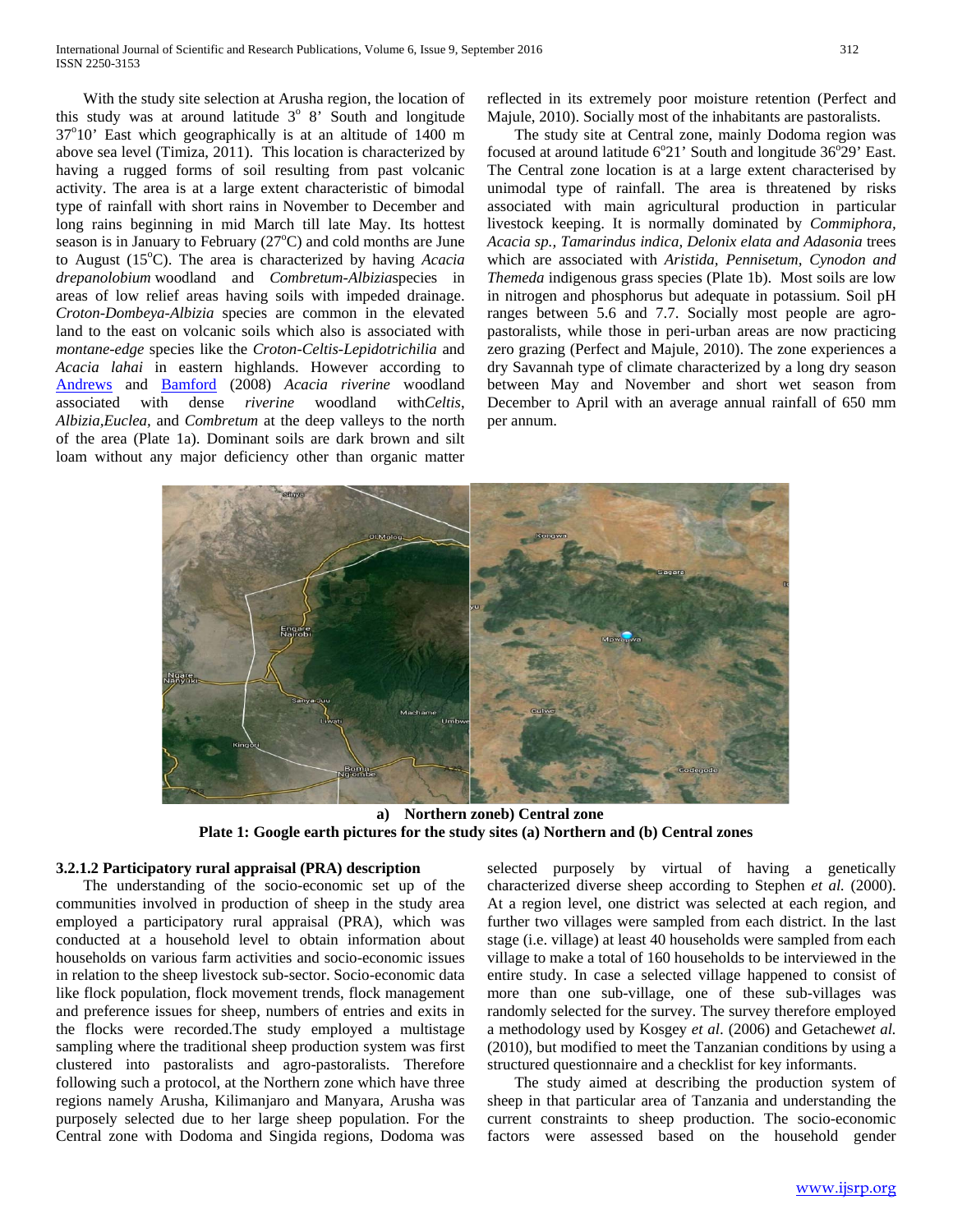With the study site selection at Arusha region, the location of this study was at around latitude 3° 8' South and longitude 37°10' East which geographically is at an altitude of 1400 m above sea level (Timiza, 2011). This location is characterized by having a rugged forms of soil resulting from past volcanic activity. The area is at a large extent characteristic of bimodal type of rainfall with short rains in November to December and long rains beginning in mid March till late May. Its hottest season is in January to February (27°C) and cold months are June to August (15°C). The area is characterized by having *Acacia drepanolobium* woodland and *Combretum-Albizia*species in areas of low relief areas having soils with impeded drainage. *Croton-Dombeya-Albizia* species are common in the elevated land to the east on volcanic soils which also is associated with *montane-edge* species like the *Croton-Celtis-Lepidotrichilia* and *Acacia lahai* in eastern highlands. However according to Andrews and Bamford (2008) *Acacia riverine* woodland associated with dense *riverine* woodland with*Celtis*, *Albizia*,*Euclea*, and *Combretum* at the deep valleys to the north of the area (Plate 1a). Dominant soils are dark brown and silt loam without any major deficiency other than organic matter reflected in its extremely poor moisture retention (Perfect and Majule, 2010). Socially most of the inhabitants are pastoralists.

The study site at Central zone, mainly Dodoma region was focused at around latitude 6°21' South and longitude 36°29' East. The Central zone location is at a large extent characterised by unimodal type of rainfall. The area is threatened by risks associated with main agricultural production in particular livestock keeping. It is normally dominated by *Commiphora, Acacia sp., Tamarindus indica, Delonix elata and Adasonia* trees which are associated with *Aristida, Pennisetum, Cynodon and Themeda* indigenous grass species (Plate 1b). Most soils are low in nitrogen and phosphorus but adequate in potassium. Soil pH ranges between 5.6 and 7.7. Socially most people are agro-pastoralists, while those in peri-urban areas are now practicing zero grazing (Perfect and Majule, 2010). The zone experiences a dry Savannah type of climate characterized by a long dry season between May and November and short wet season from December to April with an average annual rainfall of 650 mm per annum.

**a) Northern zoneb) Central zone**

**Plate 1: Google earth pictures for the study sites (a) Northern and (b) Central zones**

#### 3.2.1.2 Participatory rural appraisal (PRA) description

The understanding of the socio-economic set up of the communities involved in production of sheep in the study area employed a participatory rural appraisal (PRA), which was conducted at a household level to obtain information about households on various farm activities and socio-economic issues in relation to the sheep livestock sub-sector. Socio-economic data like flock population, flock movement trends, flock management and preference issues for sheep, numbers of entries and exits in the flocks were recorded.The study employed a multistage sampling where the traditional sheep production system was first clustered into pastoralists and agro-pastoralists. Therefore following such a protocol, at the Northern zone which have three regions namely Arusha, Kilimanjaro and Manyara, Arusha was purposely selected due to her large sheep population. For the Central zone with Dodoma and Singida regions, Dodoma was selected purposely by virtual of having a genetically characterized diverse sheep according to Stephen *et al.* (2000). At a region level, one district was selected at each region, and further two villages were sampled from each district. In the last stage (i.e. village) at least 40 households were sampled from each village to make a total of 160 households to be interviewed in the entire study. In case a selected village happened to consist of more than one sub-village, one of these sub-villages was randomly selected for the survey. The survey therefore employed a methodology used by Kosgey *et al*. (2006) and Getachew*et al.* (2010), but modified to meet the Tanzanian conditions by using a structured questionnaire and a checklist for key informants.

The study aimed at describing the production system of sheep in that particular area of Tanzania and understanding the current constraints to sheep production. The socio-economic factors were assessed based on the household gender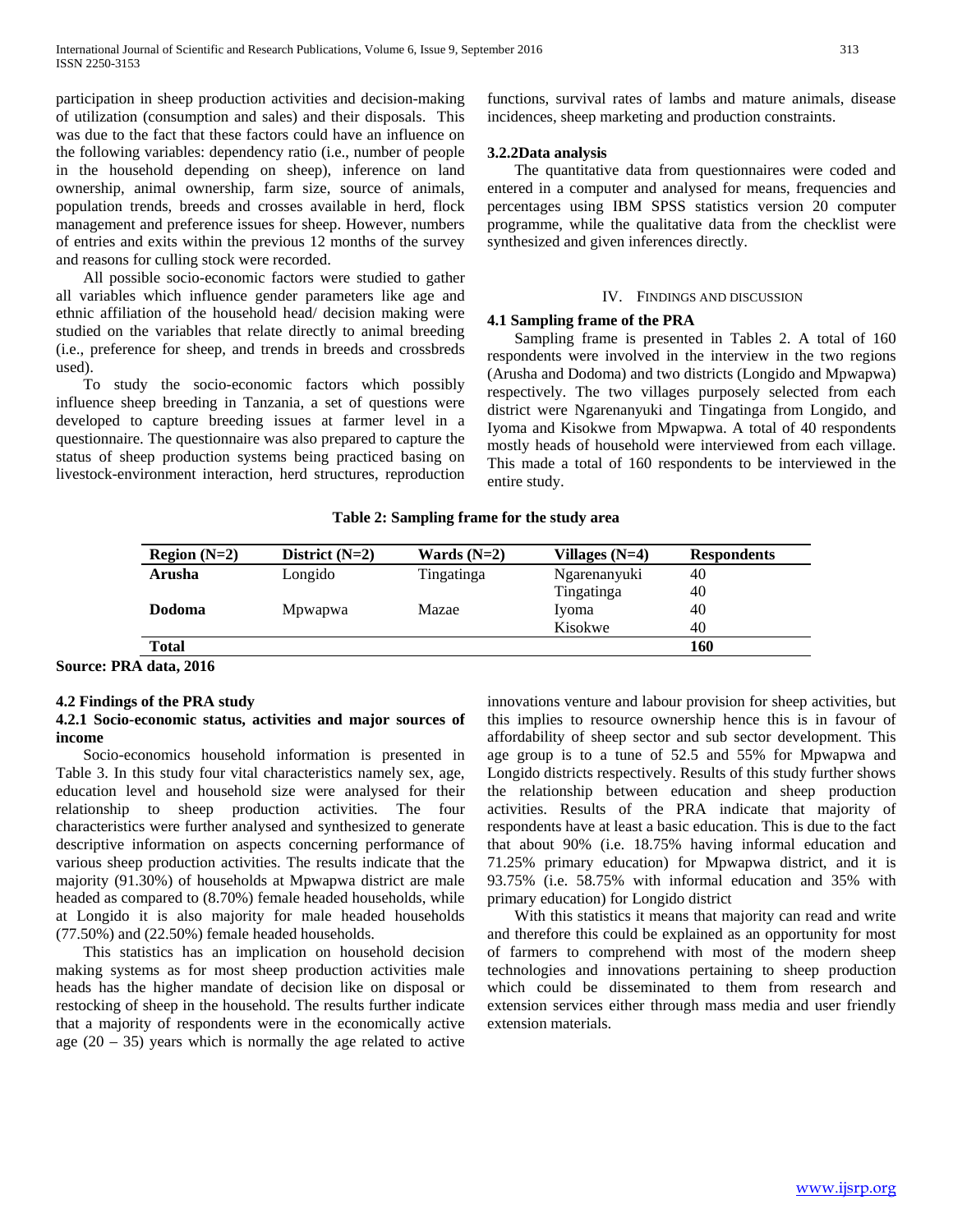participation in sheep production activities and decision-making of utilization (consumption and sales) and their disposals. This was due to the fact that these factors could have an influence on the following variables: dependency ratio (i.e., number of people in the household depending on sheep), inference on land ownership, animal ownership, farm size, source of animals, population trends, breeds and crosses available in herd, flock management and preference issues for sheep. However, numbers of entries and exits within the previous 12 months of the survey and reasons for culling stock were recorded.

All possible socio-economic factors were studied to gather all variables which influence gender parameters like age and ethnic affiliation of the household head/ decision making were studied on the variables that relate directly to animal breeding (i.e., preference for sheep, and trends in breeds and crossbreds used).

To study the socio-economic factors which possibly influence sheep breeding in Tanzania, a set of questions were developed to capture breeding issues at farmer level in a questionnaire. The questionnaire was also prepared to capture the status of sheep production systems being practiced basing on livestock-environment interaction, herd structures, reproduction functions, survival rates of lambs and mature animals, disease incidences, sheep marketing and production constraints.

### 3.2.2Data analysis

The quantitative data from questionnaires were coded and entered in a computer and analysed for means, frequencies and percentages using IBM SPSS statistics version 20 computer programme, while the qualitative data from the checklist were synthesized and given inferences directly.

## IV. Findings and Discussion

### 4.1 Sampling frame of the PRA

Sampling frame is presented in Tables 2. A total of 160 respondents were involved in the interview in the two regions (Arusha and Dodoma) and two districts (Longido and Mpwapwa) respectively. The two villages purposely selected from each district were Ngarenanyuki and Tingatinga from Longido, and Iyoma and Kisokwe from Mpwapwa. A total of 40 respondents mostly heads of household were interviewed from each village. This made a total of 160 respondents to be interviewed in the entire study.

**Table 2: Sampling frame for the study area**

| Region (N=2) | District (N=2) | Wards (N=2) | Villages (N=4) | Respondents |
|---|---|---|---|---|
| **Arusha** | Longido | Tingatinga | Ngarenanyuki | 40 |
| | | | Tingatinga | 40 |
| **Dodoma** | Mpwapwa | Mazae | Iyoma | 40 |
| | | | Kisokwe | 40 |
| **Total** | | | | **160** |

**Source: PRA data, 2016**

### 4.2 Findings of the PRA study

#### 4.2.1 Socio-economic status, activities and major sources of income

Socio-economics household information is presented in Table 3. In this study four vital characteristics namely sex, age, education level and household size were analysed for their relationship to sheep production activities. The four characteristics were further analysed and synthesized to generate descriptive information on aspects concerning performance of various sheep production activities. The results indicate that the majority (91.30%) of households at Mpwapwa district are male headed as compared to (8.70%) female headed households, while at Longido it is also majority for male headed households (77.50%) and (22.50%) female headed households.

This statistics has an implication on household decision making systems as for most sheep production activities male heads has the higher mandate of decision like on disposal or restocking of sheep in the household. The results further indicate that a majority of respondents were in the economically active age (20 – 35) years which is normally the age related to active innovations venture and labour provision for sheep activities, but this implies to resource ownership hence this is in favour of affordability of sheep sector and sub sector development. This age group is to a tune of 52.5 and 55% for Mpwapwa and Longido districts respectively. Results of this study further shows the relationship between education and sheep production activities. Results of the PRA indicate that majority of respondents have at least a basic education. This is due to the fact that about 90% (i.e. 18.75% having informal education and 71.25% primary education) for Mpwapwa district, and it is 93.75% (i.e. 58.75% with informal education and 35% with primary education) for Longido district

With this statistics it means that majority can read and write and therefore this could be explained as an opportunity for most of farmers to comprehend with most of the modern sheep technologies and innovations pertaining to sheep production which could be disseminated to them from research and extension services either through mass media and user friendly extension materials.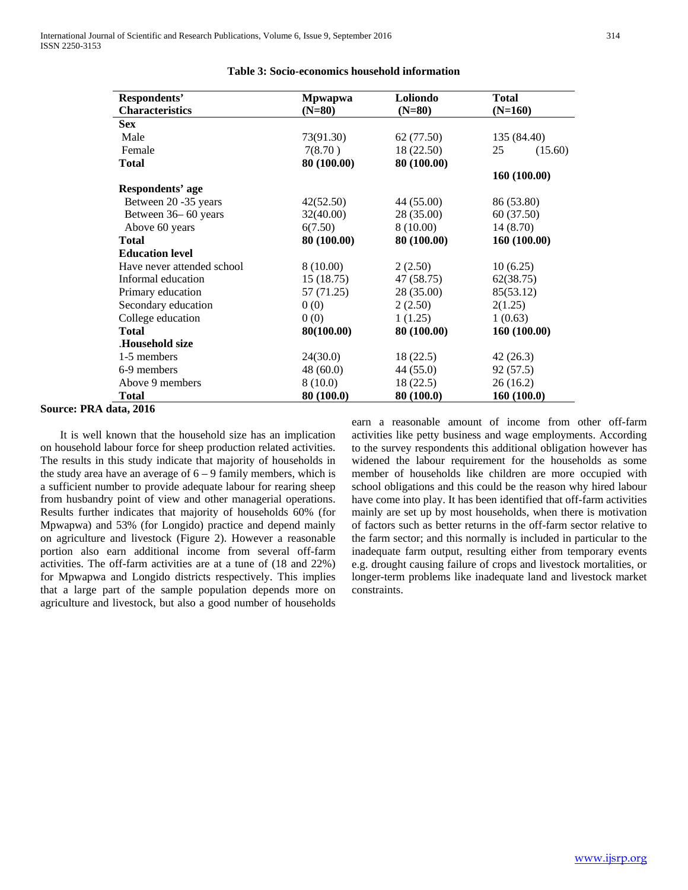**Table 3: Socio-economics household information**

| Respondents' Characteristics | Mpwapwa (N=80) | Loliondo (N=80) | Total (N=160) |
|---|---|---|---|
| **Sex** | | | |
| Male | 73(91.30) | 62 (77.50) | 135 (84.40) |
| Female | 7(8.70 ) | 18 (22.50) | 25 (15.60) |
| **Total** | **80 (100.00)** | **80 (100.00)** | **160 (100.00)** |
| **Respondents' age** | | | |
| Between 20 -35 years | 42(52.50) | 44 (55.00) | 86 (53.80) |
| Between 36– 60 years | 32(40.00) | 28 (35.00) | 60 (37.50) |
| Above 60 years | 6(7.50) | 8 (10.00) | 14 (8.70) |
| **Total** | **80 (100.00)** | **80 (100.00)** | **160 (100.00)** |
| **Education level** | | | |
| Have never attended school | 8 (10.00) | 2 (2.50) | 10 (6.25) |
| Informal education | 15 (18.75) | 47 (58.75) | 62(38.75) |
| Primary education | 57 (71.25) | 28 (35.00) | 85(53.12) |
| Secondary education | 0 (0) | 2 (2.50) | 2(1.25) |
| College education | 0 (0) | 1 (1.25) | 1 (0.63) |
| **Total** | **80(100.00)** | **80 (100.00)** | **160 (100.00)** |
| **.Household size** | | | |
| 1-5 members | 24(30.0) | 18 (22.5) | 42 (26.3) |
| 6-9 members | 48 (60.0) | 44 (55.0) | 92 (57.5) |
| Above 9 members | 8 (10.0) | 18 (22.5) | 26 (16.2) |
| **Total** | **80 (100.0)** | **80 (100.0)** | **160 (100.0)** |

**Source: PRA data, 2016**

It is well known that the household size has an implication on household labour force for sheep production related activities. The results in this study indicate that majority of households in the study area have an average of 6 – 9 family members, which is a sufficient number to provide adequate labour for rearing sheep from husbandry point of view and other managerial operations. Results further indicates that majority of households 60% (for Mpwapwa) and 53% (for Longido) practice and depend mainly on agriculture and livestock (Figure 2). However a reasonable portion also earn additional income from several off-farm activities. The off-farm activities are at a tune of (18 and 22%) for Mpwapwa and Longido districts respectively. This implies that a large part of the sample population depends more on agriculture and livestock, but also a good number of households earn a reasonable amount of income from other off-farm activities like petty business and wage employments. According to the survey respondents this additional obligation however has widened the labour requirement for the households as some member of households like children are more occupied with school obligations and this could be the reason why hired labour have come into play. It has been identified that off-farm activities mainly are set up by most households, when there is motivation of factors such as better returns in the off-farm sector relative to the farm sector; and this normally is included in particular to the inadequate farm output, resulting either from temporary events e.g. drought causing failure of crops and livestock mortalities, or longer-term problems like inadequate land and livestock market constraints.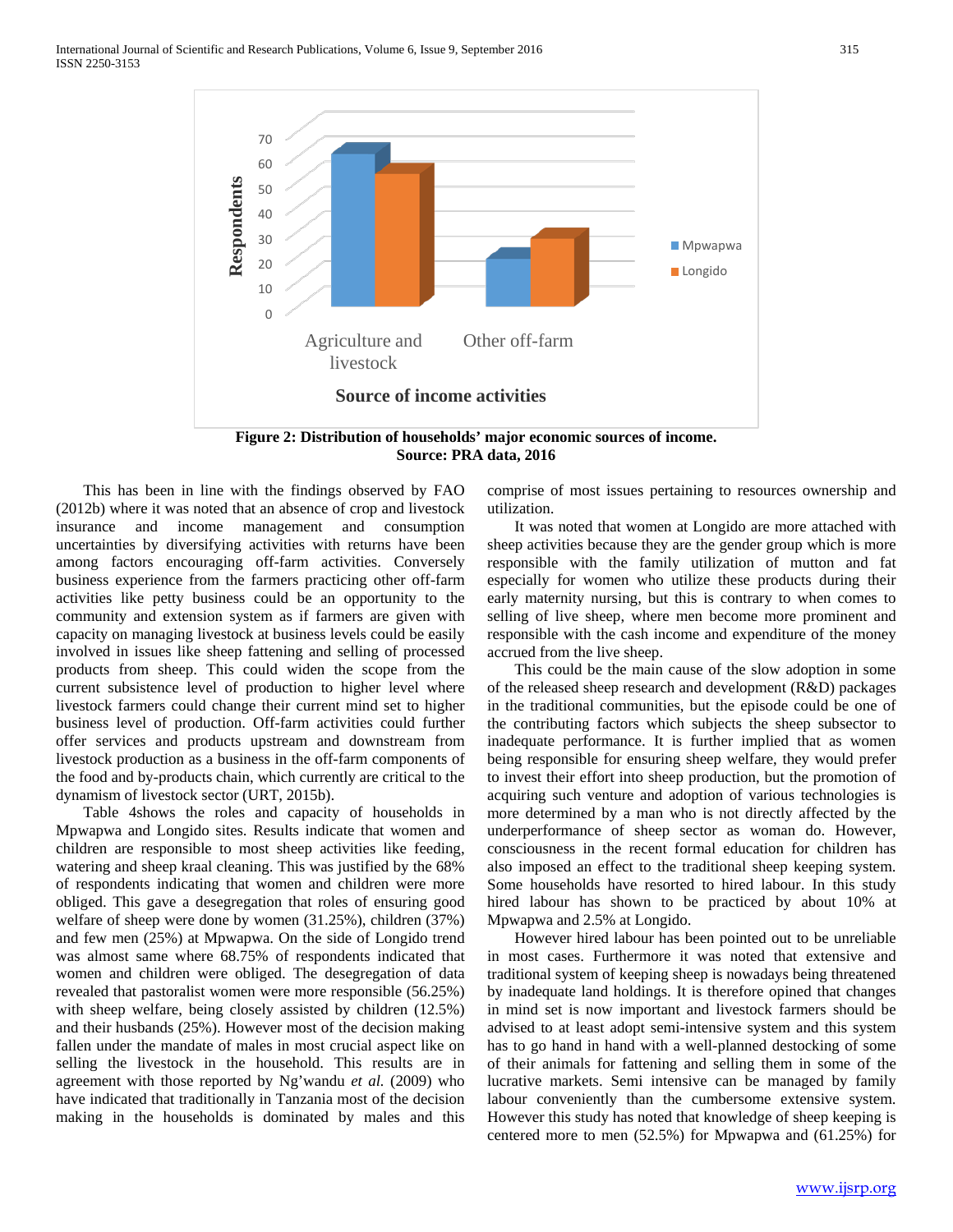**Figure 2: Distribution of households' major economic sources of income.**
**Source: PRA data, 2016**

This has been in line with the findings observed by FAO (2012b) where it was noted that an absence of crop and livestock insurance and income management and consumption uncertainties by diversifying activities with returns have been among factors encouraging off-farm activities. Conversely business experience from the farmers practicing other off-farm activities like petty business could be an opportunity to the community and extension system as if farmers are given with capacity on managing livestock at business levels could be easily involved in issues like sheep fattening and selling of processed products from sheep. This could widen the scope from the current subsistence level of production to higher level where livestock farmers could change their current mind set to higher business level of production. Off-farm activities could further offer services and products upstream and downstream from livestock production as a business in the off-farm components of the food and by-products chain, which currently are critical to the dynamism of livestock sector (URT, 2015b).

Table 4shows the roles and capacity of households in Mpwapwa and Longido sites. Results indicate that women and children are responsible to most sheep activities like feeding, watering and sheep kraal cleaning. This was justified by the 68% of respondents indicating that women and children were more obliged. This gave a desegregation that roles of ensuring good welfare of sheep were done by women (31.25%), children (37%) and few men (25%) at Mpwapwa. On the side of Longido trend was almost same where 68.75% of respondents indicated that women and children were obliged. The desegregation of data revealed that pastoralist women were more responsible (56.25%) with sheep welfare, being closely assisted by children (12.5%) and their husbands (25%). However most of the decision making fallen under the mandate of males in most crucial aspect like on selling the livestock in the household. This results are in agreement with those reported by Ng'wandu *et al.* (2009) who have indicated that traditionally in Tanzania most of the decision making in the households is dominated by males and this comprise of most issues pertaining to resources ownership and utilization.

It was noted that women at Longido are more attached with sheep activities because they are the gender group which is more responsible with the family utilization of mutton and fat especially for women who utilize these products during their early maternity nursing, but this is contrary to when comes to selling of live sheep, where men become more prominent and responsible with the cash income and expenditure of the money accrued from the live sheep.

This could be the main cause of the slow adoption in some of the released sheep research and development (R&D) packages in the traditional communities, but the episode could be one of the contributing factors which subjects the sheep subsector to inadequate performance. It is further implied that as women being responsible for ensuring sheep welfare, they would prefer to invest their effort into sheep production, but the promotion of acquiring such venture and adoption of various technologies is more determined by a man who is not directly affected by the underperformance of sheep sector as woman do. However, consciousness in the recent formal education for children has also imposed an effect to the traditional sheep keeping system. Some households have resorted to hired labour. In this study hired labour has shown to be practiced by about 10% at Mpwapwa and 2.5% at Longido.

However hired labour has been pointed out to be unreliable in most cases. Furthermore it was noted that extensive and traditional system of keeping sheep is nowadays being threatened by inadequate land holdings. It is therefore opined that changes in mind set is now important and livestock farmers should be advised to at least adopt semi-intensive system and this system has to go hand in hand with a well-planned destocking of some of their animals for fattening and selling them in some of the lucrative markets. Semi intensive can be managed by family labour conveniently than the cumbersome extensive system. However this study has noted that knowledge of sheep keeping is centered more to men (52.5%) for Mpwapwa and (61.25%) for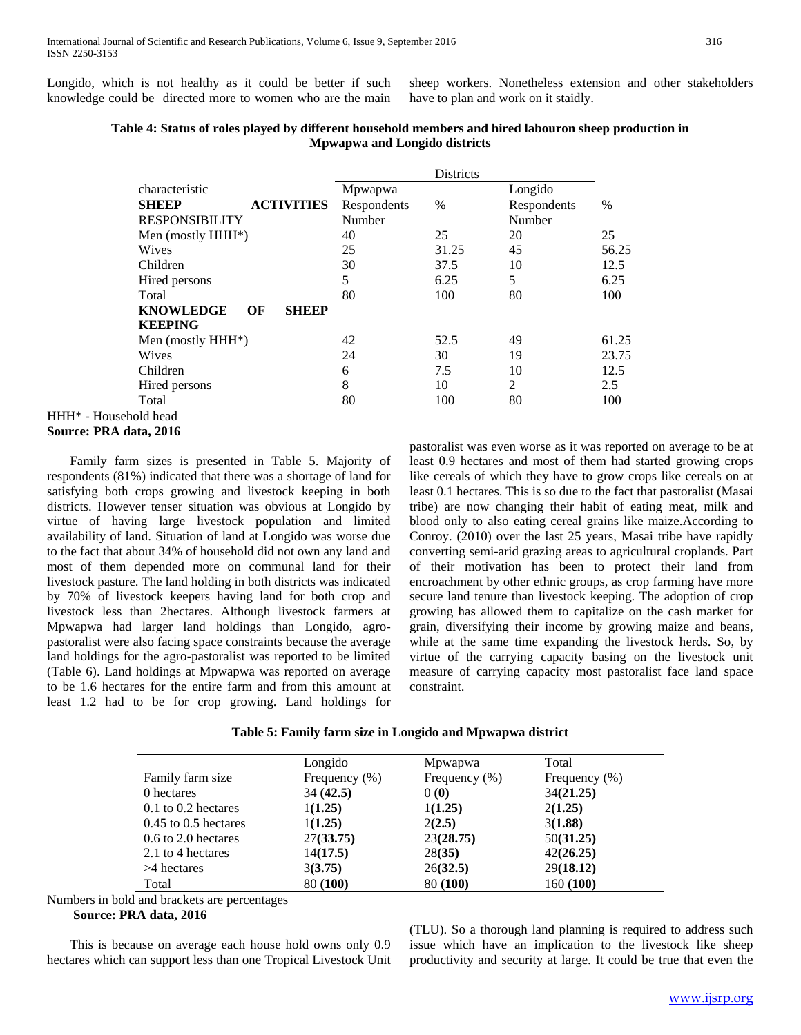Longido, which is not healthy as it could be better if such knowledge could be directed more to women who are the main sheep workers. Nonetheless extension and other stakeholders have to plan and work on it staidly.

**Table 4: Status of roles played by different household members and hired labouron sheep production in Mpwapwa and Longido districts**

| characteristic | Districts | | | |
|---|---|---|---|---|
| | Mpwapwa | | Longido | |
| **SHEEP ACTIVITIES RESPONSIBILITY** | Respondents Number | % | Respondents Number | % |
| Men (mostly HHH*) | 40 | 25 | 20 | 25 |
| Wives | 25 | 31.25 | 45 | 56.25 |
| Children | 30 | 37.5 | 10 | 12.5 |
| Hired persons | 5 | 6.25 | 5 | 6.25 |
| Total | 80 | 100 | 80 | 100 |
| **KNOWLEDGE OF SHEEP KEEPING** | | | | |
| Men (mostly HHH*) | 42 | 52.5 | 49 | 61.25 |
| Wives | 24 | 30 | 19 | 23.75 |
| Children | 6 | 7.5 | 10 | 12.5 |
| Hired persons | 8 | 10 | 2 | 2.5 |
| Total | 80 | 100 | 80 | 100 |

HHH* - Household head
**Source: PRA data, 2016**

Family farm sizes is presented in Table 5. Majority of respondents (81%) indicated that there was a shortage of land for satisfying both crops growing and livestock keeping in both districts. However tenser situation was obvious at Longido by virtue of having large livestock population and limited availability of land. Situation of land at Longido was worse due to the fact that about 34% of household did not own any land and most of them depended more on communal land for their livestock pasture. The land holding in both districts was indicated by 70% of livestock keepers having land for both crop and livestock less than 2hectares. Although livestock farmers at Mpwapwa had larger land holdings than Longido, agro-pastoralist were also facing space constraints because the average land holdings for the agro-pastoralist was reported to be limited (Table 6). Land holdings at Mpwapwa was reported on average to be 1.6 hectares for the entire farm and from this amount at least 1.2 had to be for crop growing. Land holdings for pastoralist was even worse as it was reported on average to be at least 0.9 hectares and most of them had started growing crops like cereals of which they have to grow crops like cereals on at least 0.1 hectares. This is so due to the fact that pastoralist (Masai tribe) are now changing their habit of eating meat, milk and blood only to also eating cereal grains like maize.According to Conroy. (2010) over the last 25 years, Masai tribe have rapidly converting semi-arid grazing areas to agricultural croplands. Part of their motivation has been to protect their land from encroachment by other ethnic groups, as crop farming have more secure land tenure than livestock keeping. The adoption of crop growing has allowed them to capitalize on the cash market for grain, diversifying their income by growing maize and beans, while at the same time expanding the livestock herds. So, by virtue of the carrying capacity basing on the livestock unit measure of carrying capacity most pastoralist face land space constraint.

**Table 5: Family farm size in Longido and Mpwapwa district**

| Family farm size | Longido Frequency (%) | Mpwapwa Frequency (%) | Total Frequency (%) |
|---|---|---|---|
| 0 hectares | 34 **(42.5)** | 0 **(0)** | 34**(21.25)** |
| 0.1 to 0.2 hectares | 1**(1.25)** | 1**(1.25)** | 2**(1.25)** |
| 0.45 to 0.5 hectares | 1**(1.25)** | 2**(2.5)** | 3**(1.88)** |
| 0.6 to 2.0 hectares | 27**(33.75)** | 23**(28.75)** | 50**(31.25)** |
| 2.1 to 4 hectares | 14**(17.5)** | 28**(35)** | 42**(26.25)** |
| >4 hectares | 3**(3.75)** | 26**(32.5)** | 29**(18.12)** |
| Total | 80 **(100)** | 80 **(100)** | 160 **(100)** |

Numbers in bold and brackets are percentages
**Source: PRA data, 2016**

This is because on average each house hold owns only 0.9 hectares which can support less than one Tropical Livestock Unit (TLU). So a thorough land planning is required to address such issue which have an implication to the livestock like sheep productivity and security at large. It could be true that even the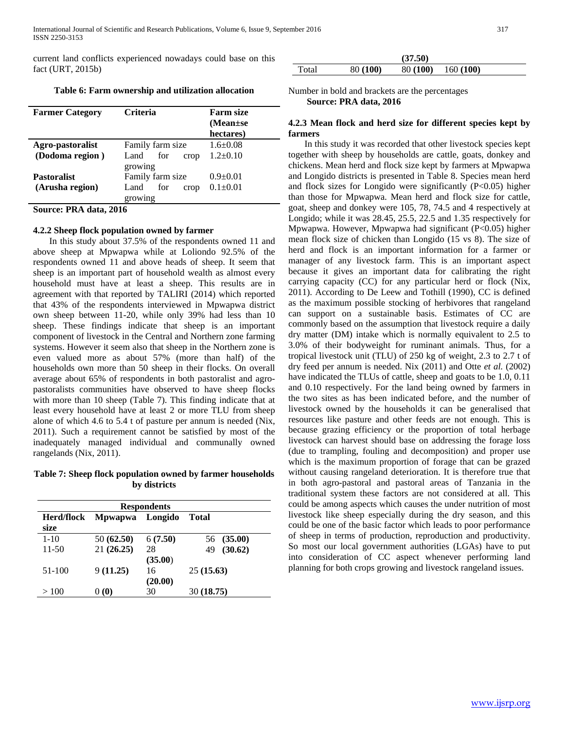current land conflicts experienced nowadays could base on this fact (URT, 2015b)

**Table 6: Farm ownership and utilization allocation**

| Farmer Category | Criteria | Farm size (Mean±se hectares) |
|---|---|---|
| **Agro-pastoralist (Dodoma region )** | Family farm size | 1.6±0.08 |
| | Land for crop growing | 1.2±0.10 |
| **Pastoralist (Arusha region)** | Family farm size | 0.9±0.01 |
| | Land for crop growing | 0.1±0.01 |

**Source: PRA data, 2016**

### 4.2.2 Sheep flock population owned by farmer

In this study about 37.5% of the respondents owned 11 and above sheep at Mpwapwa while at Loliondo 92.5% of the respondents owned 11 and above heads of sheep. It seem that sheep is an important part of household wealth as almost every household must have at least a sheep. This results are in agreement with that reported by TALIRI (2014) which reported that 43% of the respondents interviewed in Mpwapwa district own sheep between 11-20, while only 39% had less than 10 sheep. These findings indicate that sheep is an important component of livestock in the Central and Northern zone farming systems. However it seem also that sheep in the Northern zone is even valued more as about 57% (more than half) of the households own more than 50 sheep in their flocks. On overall average about 65% of respondents in both pastoralist and agro-pastoralists communities have observed to have sheep flocks with more than 10 sheep (Table 7). This finding indicate that at least every household have at least 2 or more TLU from sheep alone of which 4.6 to 5.4 t of pasture per annum is needed (Nix, 2011). Such a requirement cannot be satisfied by most of the inadequately managed individual and communally owned rangelands (Nix, 2011).

**Table 7: Sheep flock population owned by farmer households by districts**

| | Respondents | | |
|---|---|---|---|
| **Herd/flock size** | **Mpwapwa** | **Longido** | **Total** |
| 1-10 | 50 **(62.50)** | 6 **(7.50)** | 56 **(35.00)** |
| 11-50 | 21 **(26.25)** | 28 **(35.00)** | 49 **(30.62)** |
| 51-100 | 9 **(11.25)** | 16 **(20.00)** | 25 **(15.63)** |
| > 100 | 0 **(0)** | 30 **(37.50)** | 30 **(18.75)** |
| Total | 80 **(100)** | 80 **(100)** | 160 **(100)** |

Number in bold and brackets are the percentages
**Source: PRA data, 2016**

### 4.2.3 Mean flock and herd size for different species kept by farmers

In this study it was recorded that other livestock species kept together with sheep by households are cattle, goats, donkey and chickens. Mean herd and flock size kept by farmers at Mpwapwa and Longido districts is presented in Table 8. Species mean herd and flock sizes for Longido were significantly ($P<0.05$) higher than those for Mpwapwa. Mean herd and flock size for cattle, goat, sheep and donkey were 105, 78, 74.5 and 4 respectively at Longido; while it was 28.45, 25.5, 22.5 and 1.35 respectively for Mpwapwa. However, Mpwapwa had significant ($P<0.05$) higher mean flock size of chicken than Longido (15 vs 8). The size of herd and flock is an important information for a farmer or manager of any livestock farm. This is an important aspect because it gives an important data for calibrating the right carrying capacity (CC) for any particular herd or flock (Nix, 2011). According to De Leew and Tothill (1990), CC is defined as the maximum possible stocking of herbivores that rangeland can support on a sustainable basis. Estimates of CC are commonly based on the assumption that livestock require a daily dry matter (DM) intake which is normally equivalent to 2.5 to 3.0% of their bodyweight for ruminant animals. Thus, for a tropical livestock unit (TLU) of 250 kg of weight, 2.3 to 2.7 t of dry feed per annum is needed. Nix (2011) and Otte *et al.* (2002) have indicated the TLUs of cattle, sheep and goats to be 1.0, 0.11 and 0.10 respectively. For the land being owned by farmers in the two sites as has been indicated before, and the number of livestock owned by the households it can be generalised that resources like pasture and other feeds are not enough. This is because grazing efficiency or the proportion of total herbage livestock can harvest should base on addressing the forage loss (due to trampling, fouling and decomposition) and proper use which is the maximum proportion of forage that can be grazed without causing rangeland deterioration. It is therefore true that in both agro-pastoral and pastoral areas of Tanzania in the traditional system these factors are not considered at all. This could be among aspects which causes the under nutrition of most livestock like sheep especially during the dry season, and this could be one of the basic factor which leads to poor performance of sheep in terms of production, reproduction and productivity. So most our local government authorities (LGAs) have to put into consideration of CC aspect whenever performing land planning for both crops growing and livestock rangeland issues.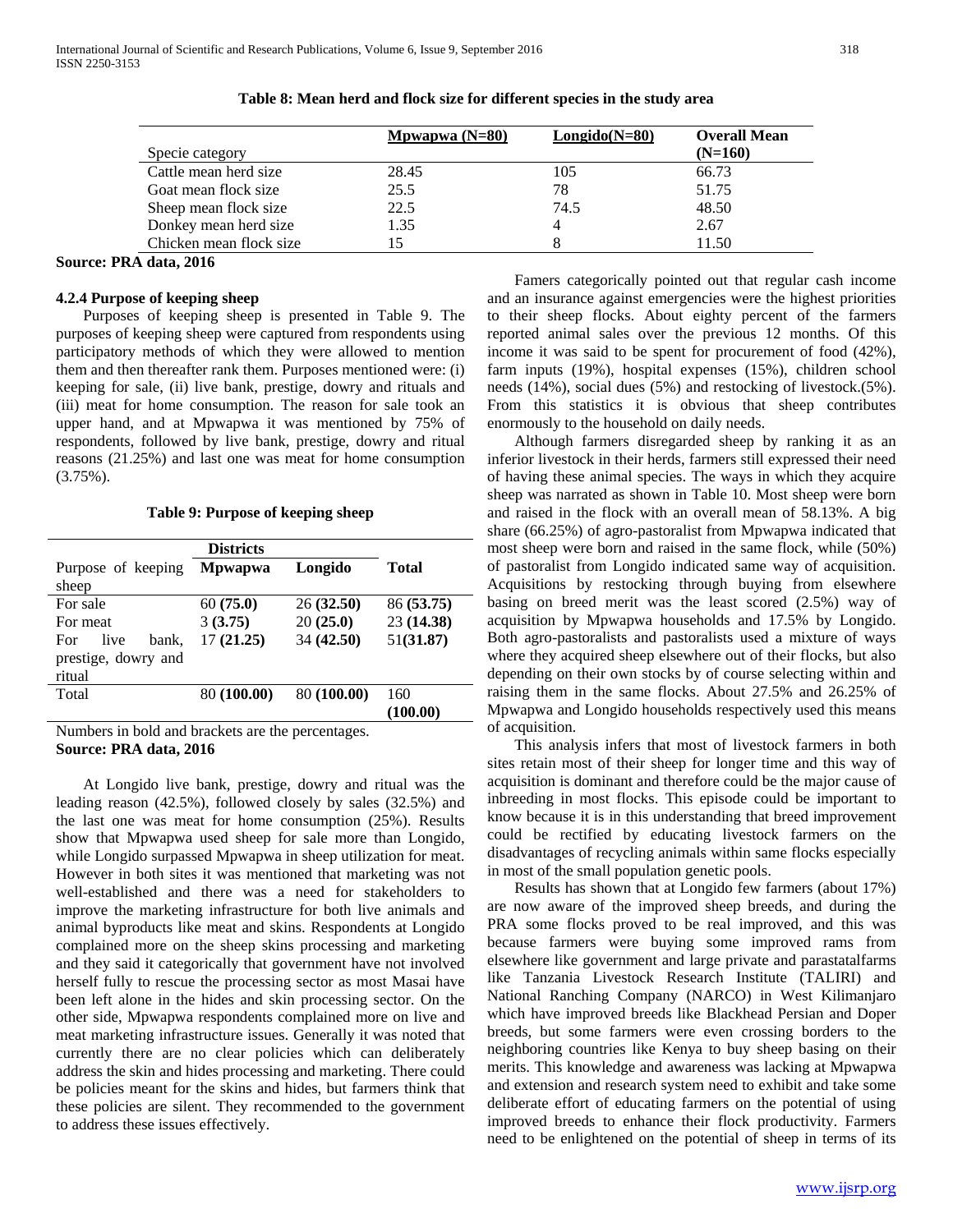**Table 8: Mean herd and flock size for different species in the study area**

| Specie category | Mpwapwa (N=80) | Longido(N=80) | Overall Mean (N=160) |
|---|---|---|---|
| Cattle mean herd size | 28.45 | 105 | 66.73 |
| Goat mean flock size | 25.5 | 78 | 51.75 |
| Sheep mean flock size | 22.5 | 74.5 | 48.50 |
| Donkey mean herd size | 1.35 | 4 | 2.67 |
| Chicken mean flock size | 15 | 8 | 11.50 |

**Source: PRA data, 2016**

#### 4.2.4 Purpose of keeping sheep

Purposes of keeping sheep is presented in Table 9. The purposes of keeping sheep were captured from respondents using participatory methods of which they were allowed to mention them and then thereafter rank them. Purposes mentioned were: (i) keeping for sale, (ii) live bank, prestige, dowry and rituals and (iii) meat for home consumption. The reason for sale took an upper hand, and at Mpwapwa it was mentioned by 75% of respondents, followed by live bank, prestige, dowry and ritual reasons (21.25%) and last one was meat for home consumption (3.75%).

**Table 9: Purpose of keeping sheep**

| Purpose of keeping sheep | Districts | | Total |
|---|---|---|---|
| | **Mpwapwa** | **Longido** | |
| For sale | 60 **(75.0)** | 26 **(32.50)** | 86 **(53.75)** |
| For meat | 3 **(3.75)** | 20 **(25.0)** | 23 **(14.38)** |
| For live bank, prestige, dowry and ritual | 17 **(21.25)** | 34 **(42.50)** | 51**(31.87)** |
| Total | 80 **(100.00)** | 80 **(100.00)** | 160 **(100.00)** |

Numbers in bold and brackets are the percentages.
**Source: PRA data, 2016**

At Longido live bank, prestige, dowry and ritual was the leading reason (42.5%), followed closely by sales (32.5%) and the last one was meat for home consumption (25%). Results show that Mpwapwa used sheep for sale more than Longido, while Longido surpassed Mpwapwa in sheep utilization for meat. However in both sites it was mentioned that marketing was not well-established and there was a need for stakeholders to improve the marketing infrastructure for both live animals and animal byproducts like meat and skins. Respondents at Longido complained more on the sheep skins processing and marketing and they said it categorically that government have not involved herself fully to rescue the processing sector as most Masai have been left alone in the hides and skin processing sector. On the other side, Mpwapwa respondents complained more on live and meat marketing infrastructure issues. Generally it was noted that currently there are no clear policies which can deliberately address the skin and hides processing and marketing. There could be policies meant for the skins and hides, but farmers think that these policies are silent. They recommended to the government to address these issues effectively.

Famers categorically pointed out that regular cash income and an insurance against emergencies were the highest priorities to their sheep flocks. About eighty percent of the farmers reported animal sales over the previous 12 months. Of this income it was said to be spent for procurement of food (42%), farm inputs (19%), hospital expenses (15%), children school needs (14%), social dues (5%) and restocking of livestock.(5%). From this statistics it is obvious that sheep contributes enormously to the household on daily needs.

Although farmers disregarded sheep by ranking it as an inferior livestock in their herds, farmers still expressed their need of having these animal species. The ways in which they acquire sheep was narrated as shown in Table 10. Most sheep were born and raised in the flock with an overall mean of 58.13%. A big share (66.25%) of agro-pastoralist from Mpwapwa indicated that most sheep were born and raised in the same flock, while (50%) of pastoralist from Longido indicated same way of acquisition. Acquisitions by restocking through buying from elsewhere basing on breed merit was the least scored (2.5%) way of acquisition by Mpwapwa households and 17.5% by Longido. Both agro-pastoralists and pastoralists used a mixture of ways where they acquired sheep elsewhere out of their flocks, but also depending on their own stocks by of course selecting within and raising them in the same flocks. About 27.5% and 26.25% of Mpwapwa and Longido households respectively used this means of acquisition.

This analysis infers that most of livestock farmers in both sites retain most of their sheep for longer time and this way of acquisition is dominant and therefore could be the major cause of inbreeding in most flocks. This episode could be important to know because it is in this understanding that breed improvement could be rectified by educating livestock farmers on the disadvantages of recycling animals within same flocks especially in most of the small population genetic pools.

Results has shown that at Longido few farmers (about 17%) are now aware of the improved sheep breeds, and during the PRA some flocks proved to be real improved, and this was because farmers were buying some improved rams from elsewhere like government and large private and parastatalfarms like Tanzania Livestock Research Institute (TALIRI) and National Ranching Company (NARCO) in West Kilimanjaro which have improved breeds like Blackhead Persian and Doper breeds, but some farmers were even crossing borders to the neighboring countries like Kenya to buy sheep basing on their merits. This knowledge and awareness was lacking at Mpwapwa and extension and research system need to exhibit and take some deliberate effort of educating farmers on the potential of using improved breeds to enhance their flock productivity. Farmers need to be enlightened on the potential of sheep in terms of its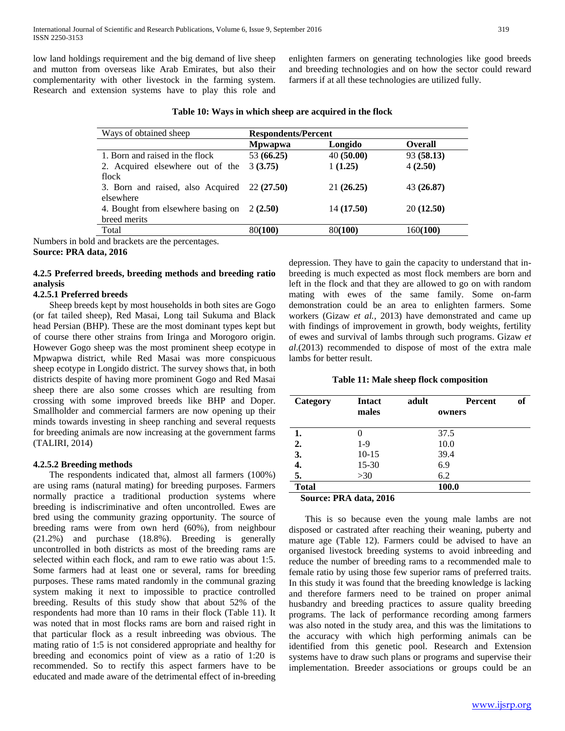low land holdings requirement and the big demand of live sheep and mutton from overseas like Arab Emirates, but also their complementarity with other livestock in the farming system. Research and extension systems have to play this role and enlighten farmers on generating technologies like good breeds and breeding technologies and on how the sector could reward farmers if at all these technologies are utilized fully.

**Table 10: Ways in which sheep are acquired in the flock**

| Ways of obtained sheep | Respondents/Percent | | |
|---|---|---|---|
| | **Mpwapwa** | **Longido** | **Overall** |
| 1. Born and raised in the flock | 53 **(66.25)** | 40 **(50.00)** | 93 **(58.13)** |
| 2. Acquired elsewhere out of the flock | 3 **(3.75)** | 1 **(1.25)** | 4 **(2.50)** |
| 3. Born and raised, also Acquired elsewhere | 22 **(27.50)** | 21 **(26.25)** | 43 **(26.87)** |
| 4. Bought from elsewhere basing on breed merits | 2 **(2.50)** | 14 **(17.50)** | 20 **(12.50)** |
| Total | 80**(100)** | 80**(100)** | 160**(100)** |

Numbers in bold and brackets are the percentages.
**Source: PRA data, 2016**

### 4.2.5 Preferred breeds, breeding methods and breeding ratio analysis

#### 4.2.5.1 Preferred breeds

Sheep breeds kept by most households in both sites are Gogo (or fat tailed sheep), Red Masai, Long tail Sukuma and Black head Persian (BHP). These are the most dominant types kept but of course there other strains from Iringa and Morogoro origin. However Gogo sheep was the most prominent sheep ecotype in Mpwapwa district, while Red Masai was more conspicuous sheep ecotype in Longido district. The survey shows that, in both districts despite of having more prominent Gogo and Red Masai sheep there are also some crosses which are resulting from crossing with some improved breeds like BHP and Doper. Smallholder and commercial farmers are now opening up their minds towards investing in sheep ranching and several requests for breeding animals are now increasing at the government farms (TALIRI, 2014)

#### 4.2.5.2 Breeding methods

The respondents indicated that, almost all farmers (100%) are using rams (natural mating) for breeding purposes. Farmers normally practice a traditional production systems where breeding is indiscriminative and often uncontrolled. Ewes are bred using the community grazing opportunity. The source of breeding rams were from own herd (60%), from neighbour (21.2%) and purchase (18.8%). Breeding is generally uncontrolled in both districts as most of the breeding rams are selected within each flock, and ram to ewe ratio was about 1:5. Some farmers had at least one or several, rams for breeding purposes. These rams mated randomly in the communal grazing system making it next to impossible to practice controlled breeding. Results of this study show that about 52% of the respondents had more than 10 rams in their flock (Table 11). It was noted that in most flocks rams are born and raised right in that particular flock as a result inbreeding was obvious. The mating ratio of 1:5 is not considered appropriate and healthy for breeding and economics point of view as a ratio of 1:20 is recommended. So to rectify this aspect farmers have to be educated and made aware of the detrimental effect of in-breeding depression. They have to gain the capacity to understand that in-breeding is much expected as most flock members are born and left in the flock and that they are allowed to go on with random mating with ewes of the same family. Some on-farm demonstration could be an area to enlighten farmers. Some workers (Gizaw *et al.*, 2013) have demonstrated and came up with findings of improvement in growth, body weights, fertility of ewes and survival of lambs through such programs. Gizaw *et al.*(2013) recommended to dispose of most of the extra male lambs for better result.

**Table 11: Male sheep flock composition**

| Category | Intact adult males | Percent of owners |
|---|---|---|
| **1.** | 0 | 37.5 |
| **2.** | 1-9 | 10.0 |
| **3.** | 10-15 | 39.4 |
| **4.** | 15-30 | 6.9 |
| **5.** | >30 | 6.2 |
| **Total** | | **100.0** |

**Source: PRA data, 2016**

This is so because even the young male lambs are not disposed or castrated after reaching their weaning, puberty and mature age (Table 12). Farmers could be advised to have an organised livestock breeding systems to avoid inbreeding and reduce the number of breeding rams to a recommended male to female ratio by using those few superior rams of preferred traits. In this study it was found that the breeding knowledge is lacking and therefore farmers need to be trained on proper animal husbandry and breeding practices to assure quality breeding programs. The lack of performance recording among farmers was also noted in the study area, and this was the limitations to the accuracy with which high performing animals can be identified from this genetic pool. Research and Extension systems have to draw such plans or programs and supervise their implementation. Breeder associations or groups could be an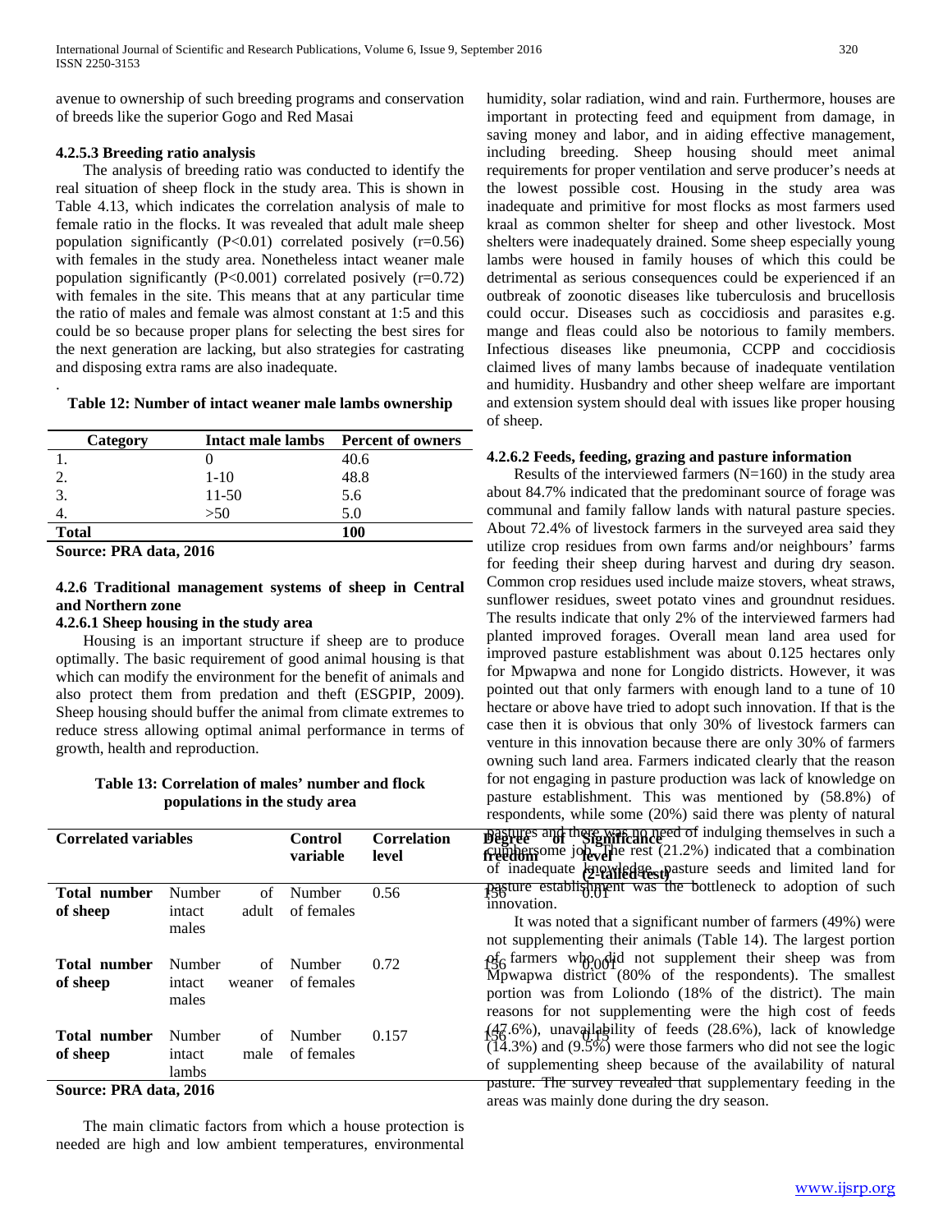avenue to ownership of such breeding programs and conservation of breeds like the superior Gogo and Red Masai

#### 4.2.5.3 Breeding ratio analysis

The analysis of breeding ratio was conducted to identify the real situation of sheep flock in the study area. This is shown in Table 4.13, which indicates the correlation analysis of male to female ratio in the flocks. It was revealed that adult male sheep population significantly (P<0.01) correlated posively (r=0.56) with females in the study area. Nonetheless intact weaner male population significantly (P<0.001) correlated posively (r=0.72) with females in the site. This means that at any particular time the ratio of males and female was almost constant at 1:5 and this could be so because proper plans for selecting the best sires for the next generation are lacking, but also strategies for castrating and disposing extra rams are also inadequate.

.

**Table 12: Number of intact weaner male lambs ownership**

| Category | Intact male lambs | Percent of owners |
|---|---|---|
| 1. | 0 | 40.6 |
| 2. | 1-10 | 48.8 |
| 3. | 11-50 | 5.6 |
| 4. | >50 | 5.0 |
| **Total** | | **100** |

**Source: PRA data, 2016**

### 4.2.6 Traditional management systems of sheep in Central and Northern zone

#### 4.2.6.1 Sheep housing in the study area

Housing is an important structure if sheep are to produce optimally. The basic requirement of good animal housing is that which can modify the environment for the benefit of animals and also protect them from predation and theft (ESGPIP, 2009). Sheep housing should buffer the animal from climate extremes to reduce stress allowing optimal animal performance in terms of growth, health and reproduction.

**Table 13: Correlation of males' number and flock populations in the study area**

| Correlated variables | | Control variable | Correlation level | Degree of freedom | Significance level (2-tailed test) |
|---|---|---|---|---|---|
| **Total number of sheep** | Number of intact adult males | Number of females | 0.56 | 156 | 0.01 |
| **Total number of sheep** | Number of intact weaner males | Number of females | 0.72 | 156 | 0.001 |
| **Total number of sheep** | Number of intact male lambs | Number of females | 0.157 | 156 | 0.15 |

**Source: PRA data, 2016**

The main climatic factors from which a house protection is needed are high and low ambient temperatures, environmental humidity, solar radiation, wind and rain. Furthermore, houses are important in protecting feed and equipment from damage, in saving money and labor, and in aiding effective management, including breeding. Sheep housing should meet animal requirements for proper ventilation and serve producer's needs at the lowest possible cost. Housing in the study area was inadequate and primitive for most flocks as most farmers used kraal as common shelter for sheep and other livestock. Most shelters were inadequately drained. Some sheep especially young lambs were housed in family houses of which this could be detrimental as serious consequences could be experienced if an outbreak of zoonotic diseases like tuberculosis and brucellosis could occur. Diseases such as coccidiosis and parasites e.g. mange and fleas could also be notorious to family members. Infectious diseases like pneumonia, CCPP and coccidiosis claimed lives of many lambs because of inadequate ventilation and humidity. Husbandry and other sheep welfare are important and extension system should deal with issues like proper housing of sheep.

#### 4.2.6.2 Feeds, feeding, grazing and pasture information

Results of the interviewed farmers (N=160) in the study area about 84.7% indicated that the predominant source of forage was communal and family fallow lands with natural pasture species. About 72.4% of livestock farmers in the surveyed area said they utilize crop residues from own farms and/or neighbours' farms for feeding their sheep during harvest and during dry season. Common crop residues used include maize stovers, wheat straws, sunflower residues, sweet potato vines and groundnut residues. The results indicate that only 2% of the interviewed farmers had planted improved forages. Overall mean land area used for improved pasture establishment was about 0.125 hectares only for Mpwapwa and none for Longido districts. However, it was pointed out that only farmers with enough land to a tune of 10 hectare or above have tried to adopt such innovation. If that is the case then it is obvious that only 30% of livestock farmers can venture in this innovation because there are only 30% of farmers owning such land area. Farmers indicated clearly that the reason for not engaging in pasture production was lack of knowledge on pasture establishment. This was mentioned by (58.8%) of respondents, while some (20%) said there was plenty of natural pastures and there was no need of indulging themselves in such a cumbersome job. The rest (21.2%) indicated that a combination of inadequate knowledge, pasture seeds and limited land for pasture establishment was the bottleneck to adoption of such innovation.

It was noted that a significant number of farmers (49%) were not supplementing their animals (Table 14). The largest portion of farmers who did not supplement their sheep was from Mpwapwa district (80% of the respondents). The smallest portion was from Loliondo (18% of the district). The main reasons for not supplementing were the high cost of feeds (47.6%), unavailability of feeds (28.6%), lack of knowledge (14.3%) and (9.5%) were those farmers who did not see the logic of supplementing sheep because of the availability of natural pasture. The survey revealed that supplementary feeding in the areas was mainly done during the dry season.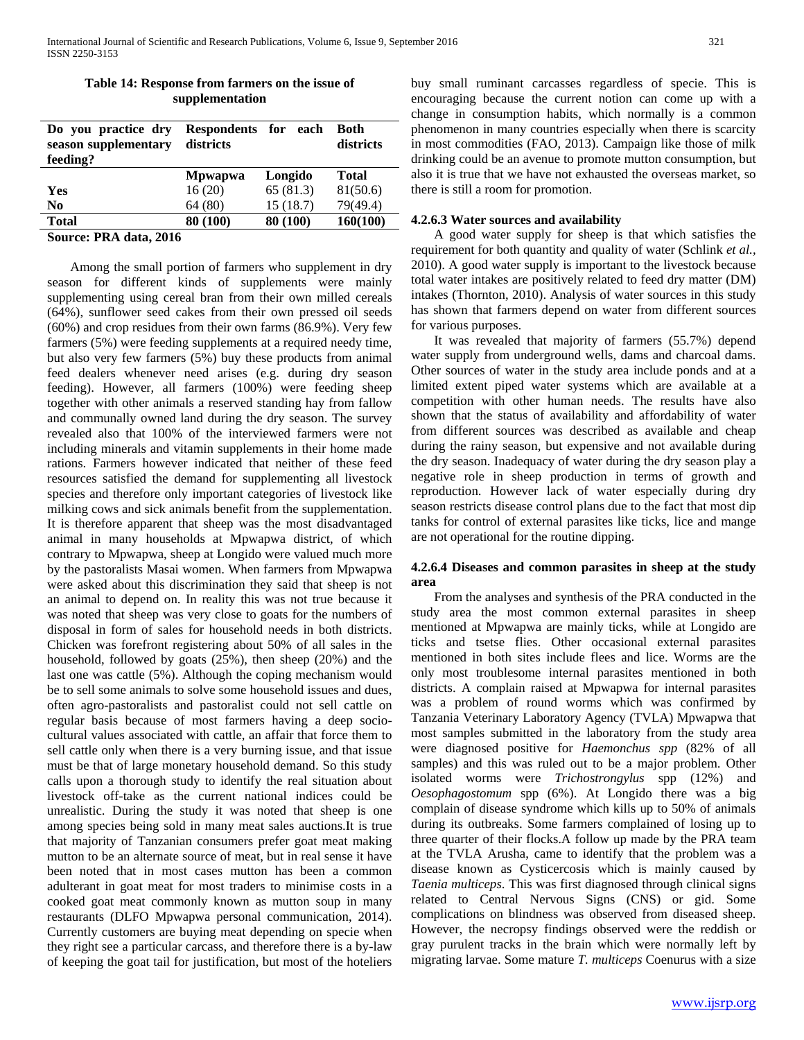**Table 14: Response from farmers on the issue of supplementation**

| Do you practice dry season supplementary feeding? | Respondents for each districts | | Both districts |
|---|---|---|---|
| | **Mpwapwa** | **Longido** | **Total** |
| **Yes** | 16 (20) | 65 (81.3) | 81(50.6) |
| **No** | 64 (80) | 15 (18.7) | 79(49.4) |
| **Total** | **80 (100)** | **80 (100)** | **160(100)** |

**Source: PRA data, 2016**

Among the small portion of farmers who supplement in dry season for different kinds of supplements were mainly supplementing using cereal bran from their own milled cereals (64%), sunflower seed cakes from their own pressed oil seeds (60%) and crop residues from their own farms (86.9%). Very few farmers (5%) were feeding supplements at a required needy time, but also very few farmers (5%) buy these products from animal feed dealers whenever need arises (e.g. during dry season feeding). However, all farmers (100%) were feeding sheep together with other animals a reserved standing hay from fallow and communally owned land during the dry season. The survey revealed also that 100% of the interviewed farmers were not including minerals and vitamin supplements in their home made rations. Farmers however indicated that neither of these feed resources satisfied the demand for supplementing all livestock species and therefore only important categories of livestock like milking cows and sick animals benefit from the supplementation. It is therefore apparent that sheep was the most disadvantaged animal in many households at Mpwapwa district, of which contrary to Mpwapwa, sheep at Longido were valued much more by the pastoralists Masai women. When farmers from Mpwapwa were asked about this discrimination they said that sheep is not an animal to depend on. In reality this was not true because it was noted that sheep was very close to goats for the numbers of disposal in form of sales for household needs in both districts. Chicken was forefront registering about 50% of all sales in the household, followed by goats (25%), then sheep (20%) and the last one was cattle (5%). Although the coping mechanism would be to sell some animals to solve some household issues and dues, often agro-pastoralists and pastoralist could not sell cattle on regular basis because of most farmers having a deep socio-cultural values associated with cattle, an affair that force them to sell cattle only when there is a very burning issue, and that issue must be that of large monetary household demand. So this study calls upon a thorough study to identify the real situation about livestock off-take as the current national indices could be unrealistic. During the study it was noted that sheep is one among species being sold in many meat sales auctions.It is true that majority of Tanzanian consumers prefer goat meat making mutton to be an alternate source of meat, but in real sense it have been noted that in most cases mutton has been a common adulterant in goat meat for most traders to minimise costs in a cooked goat meat commonly known as mutton soup in many restaurants (DLFO Mpwapwa personal communication, 2014). Currently customers are buying meat depending on specie when they right see a particular carcass, and therefore there is a by-law of keeping the goat tail for justification, but most of the hoteliers buy small ruminant carcasses regardless of specie. This is encouraging because the current notion can come up with a change in consumption habits, which normally is a common phenomenon in many countries especially when there is scarcity in most commodities (FAO, 2013). Campaign like those of milk drinking could be an avenue to promote mutton consumption, but also it is true that we have not exhausted the overseas market, so there is still a room for promotion.

#### 4.2.6.3 Water sources and availability

A good water supply for sheep is that which satisfies the requirement for both quantity and quality of water (Schlink *et al.,* 2010). A good water supply is important to the livestock because total water intakes are positively related to feed dry matter (DM) intakes (Thornton, 2010). Analysis of water sources in this study has shown that farmers depend on water from different sources for various purposes.

It was revealed that majority of farmers (55.7%) depend water supply from underground wells, dams and charcoal dams. Other sources of water in the study area include ponds and at a limited extent piped water systems which are available at a competition with other human needs. The results have also shown that the status of availability and affordability of water from different sources was described as available and cheap during the rainy season, but expensive and not available during the dry season. Inadequacy of water during the dry season play a negative role in sheep production in terms of growth and reproduction. However lack of water especially during dry season restricts disease control plans due to the fact that most dip tanks for control of external parasites like ticks, lice and mange are not operational for the routine dipping.

#### 4.2.6.4 Diseases and common parasites in sheep at the study area

From the analyses and synthesis of the PRA conducted in the study area the most common external parasites in sheep mentioned at Mpwapwa are mainly ticks, while at Longido are ticks and tsetse flies. Other occasional external parasites mentioned in both sites include flees and lice. Worms are the only most troublesome internal parasites mentioned in both districts. A complain raised at Mpwapwa for internal parasites was a problem of round worms which was confirmed by Tanzania Veterinary Laboratory Agency (TVLA) Mpwapwa that most samples submitted in the laboratory from the study area were diagnosed positive for *Haemonchus spp* (82% of all samples) and this was ruled out to be a major problem. Other isolated worms were *Trichostrongylus* spp (12%) and *Oesophagostomum* spp (6%). At Longido there was a big complain of disease syndrome which kills up to 50% of animals during its outbreaks. Some farmers complained of losing up to three quarter of their flocks.A follow up made by the PRA team at the TVLA Arusha, came to identify that the problem was a disease known as Cysticercosis which is mainly caused by *Taenia multiceps*. This was first diagnosed through clinical signs related to Central Nervous Signs (CNS) or gid. Some complications on blindness was observed from diseased sheep. However, the necropsy findings observed were the reddish or gray purulent tracks in the brain which were normally left by migrating larvae. Some mature *T. multiceps* Coenurus with a size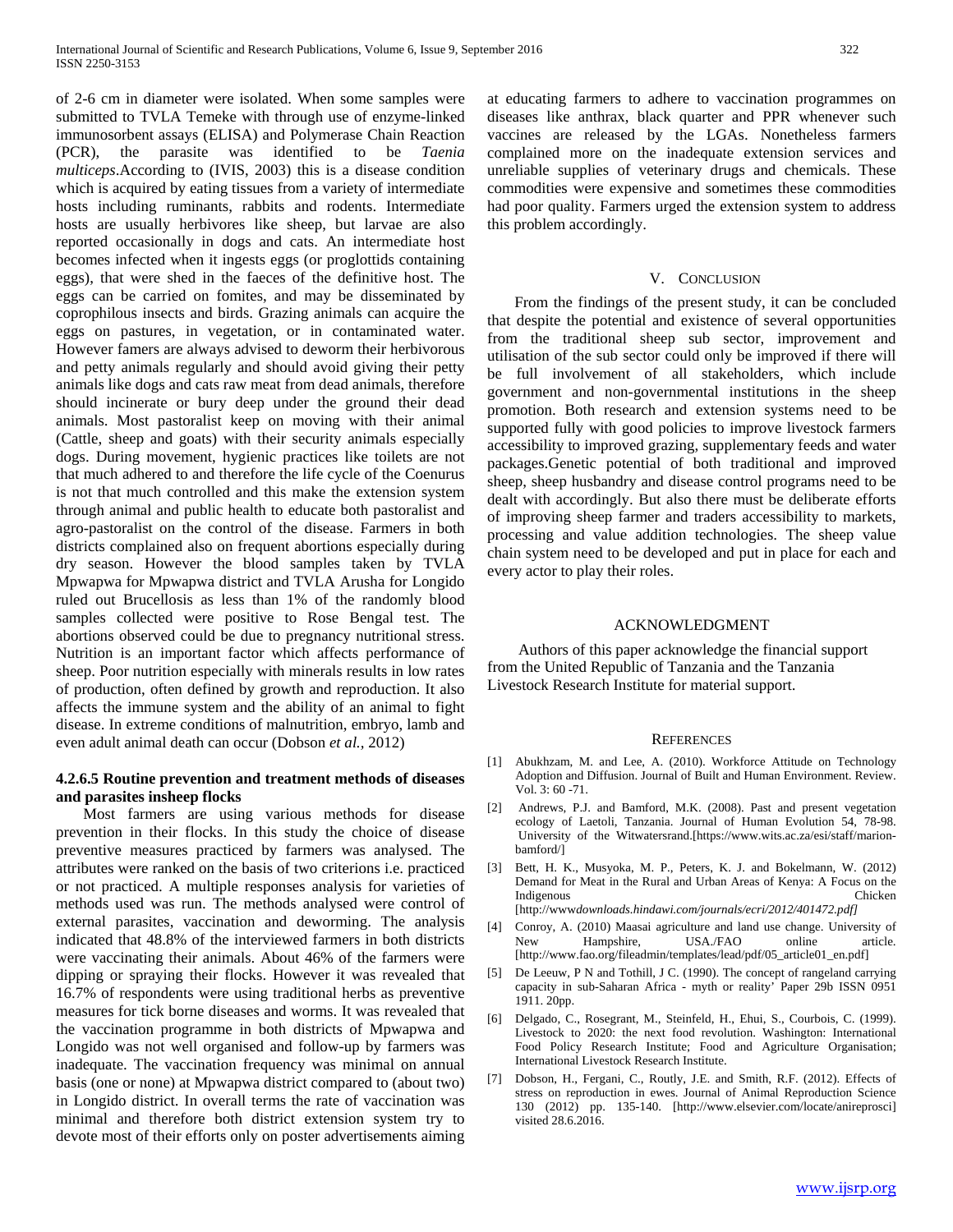of 2-6 cm in diameter were isolated. When some samples were submitted to TVLA Temeke with through use of enzyme-linked immunosorbent assays (ELISA) and Polymerase Chain Reaction (PCR), the parasite was identified to be *Taenia multiceps*.According to (IVIS, 2003) this is a disease condition which is acquired by eating tissues from a variety of intermediate hosts including ruminants, rabbits and rodents. Intermediate hosts are usually herbivores like sheep, but larvae are also reported occasionally in dogs and cats. An intermediate host becomes infected when it ingests eggs (or proglottids containing eggs), that were shed in the faeces of the definitive host. The eggs can be carried on fomites, and may be disseminated by coprophilous insects and birds. Grazing animals can acquire the eggs on pastures, in vegetation, or in contaminated water. However famers are always advised to deworm their herbivorous and petty animals regularly and should avoid giving their petty animals like dogs and cats raw meat from dead animals, therefore should incinerate or bury deep under the ground their dead animals. Most pastoralist keep on moving with their animal (Cattle, sheep and goats) with their security animals especially dogs. During movement, hygienic practices like toilets are not that much adhered to and therefore the life cycle of the Coenurus is not that much controlled and this make the extension system through animal and public health to educate both pastoralist and agro-pastoralist on the control of the disease. Farmers in both districts complained also on frequent abortions especially during dry season. However the blood samples taken by TVLA Mpwapwa for Mpwapwa district and TVLA Arusha for Longido ruled out Brucellosis as less than 1% of the randomly blood samples collected were positive to Rose Bengal test. The abortions observed could be due to pregnancy nutritional stress. Nutrition is an important factor which affects performance of sheep. Poor nutrition especially with minerals results in low rates of production, often defined by growth and reproduction. It also affects the immune system and the ability of an animal to fight disease. In extreme conditions of malnutrition, embryo, lamb and even adult animal death can occur (Dobson *et al.,* 2012)

#### 4.2.6.5 Routine prevention and treatment methods of diseases and parasites insheep flocks

Most farmers are using various methods for disease prevention in their flocks. In this study the choice of disease preventive measures practiced by farmers was analysed. The attributes were ranked on the basis of two criterions i.e. practiced or not practiced. A multiple responses analysis for varieties of methods used was run. The methods analysed were control of external parasites, vaccination and deworming. The analysis indicated that 48.8% of the interviewed farmers in both districts were vaccinating their animals. About 46% of the farmers were dipping or spraying their flocks. However it was revealed that 16.7% of respondents were using traditional herbs as preventive measures for tick borne diseases and worms. It was revealed that the vaccination programme in both districts of Mpwapwa and Longido was not well organised and follow-up by farmers was inadequate. The vaccination frequency was minimal on annual basis (one or none) at Mpwapwa district compared to (about two) in Longido district. In overall terms the rate of vaccination was minimal and therefore both district extension system try to devote most of their efforts only on poster advertisements aiming at educating farmers to adhere to vaccination programmes on diseases like anthrax, black quarter and PPR whenever such vaccines are released by the LGAs. Nonetheless farmers complained more on the inadequate extension services and unreliable supplies of veterinary drugs and chemicals. These commodities were expensive and sometimes these commodities had poor quality. Farmers urged the extension system to address this problem accordingly.

## V. Conclusion

From the findings of the present study, it can be concluded that despite the potential and existence of several opportunities from the traditional sheep sub sector, improvement and utilisation of the sub sector could only be improved if there will be full involvement of all stakeholders, which include government and non-governmental institutions in the sheep promotion. Both research and extension systems need to be supported fully with good policies to improve livestock farmers accessibility to improved grazing, supplementary feeds and water packages.Genetic potential of both traditional and improved sheep, sheep husbandry and disease control programs need to be dealt with accordingly. But also there must be deliberate efforts of improving sheep farmer and traders accessibility to markets, processing and value addition technologies. The sheep value chain system need to be developed and put in place for each and every actor to play their roles.

## Acknowledgment

Authors of this paper acknowledge the financial support from the United Republic of Tanzania and the Tanzania Livestock Research Institute for material support.

## References

[1] Abukhzam, M. and Lee, A. (2010). Workforce Attitude on Technology Adoption and Diffusion. Journal of Built and Human Environment. Review. Vol. 3: 60 -71.

[2] Andrews, P.J. and Bamford, M.K. (2008). Past and present vegetation ecology of Laetoli, Tanzania. Journal of Human Evolution 54, 78-98. University of the Witwatersrand.[https://www.wits.ac.za/esi/staff/marion-bamford/]

[3] Bett, H. K., Musyoka, M. P., Peters, K. J. and Bokelmann, W. (2012) Demand for Meat in the Rural and Urban Areas of Kenya: A Focus on the Indigenous Chicken [http://www*downloads.hindawi.com/journals/ecri/2012/401472.pdf]*

[4] Conroy, A. (2010) Maasai agriculture and land use change. University of New Hampshire, USA./FAO online article. [http://www.fao.org/fileadmin/templates/lead/pdf/05_article01_en.pdf]

[5] De Leeuw, P N and Tothill, J C. (1990). The concept of rangeland carrying capacity in sub-Saharan Africa - myth or reality' Paper 29b ISSN 0951 1911. 20pp.

[6] Delgado, C., Rosegrant, M., Steinfeld, H., Ehui, S., Courbois, C. (1999). Livestock to 2020: the next food revolution. Washington: International Food Policy Research Institute; Food and Agriculture Organisation; International Livestock Research Institute.

[7] Dobson, H., Fergani, C., Routly, J.E. and Smith, R.F. (2012). Effects of stress on reproduction in ewes. Journal of Animal Reproduction Science 130 (2012) pp. 135-140. [http://www.elsevier.com/locate/anireprosci] visited 28.6.2016.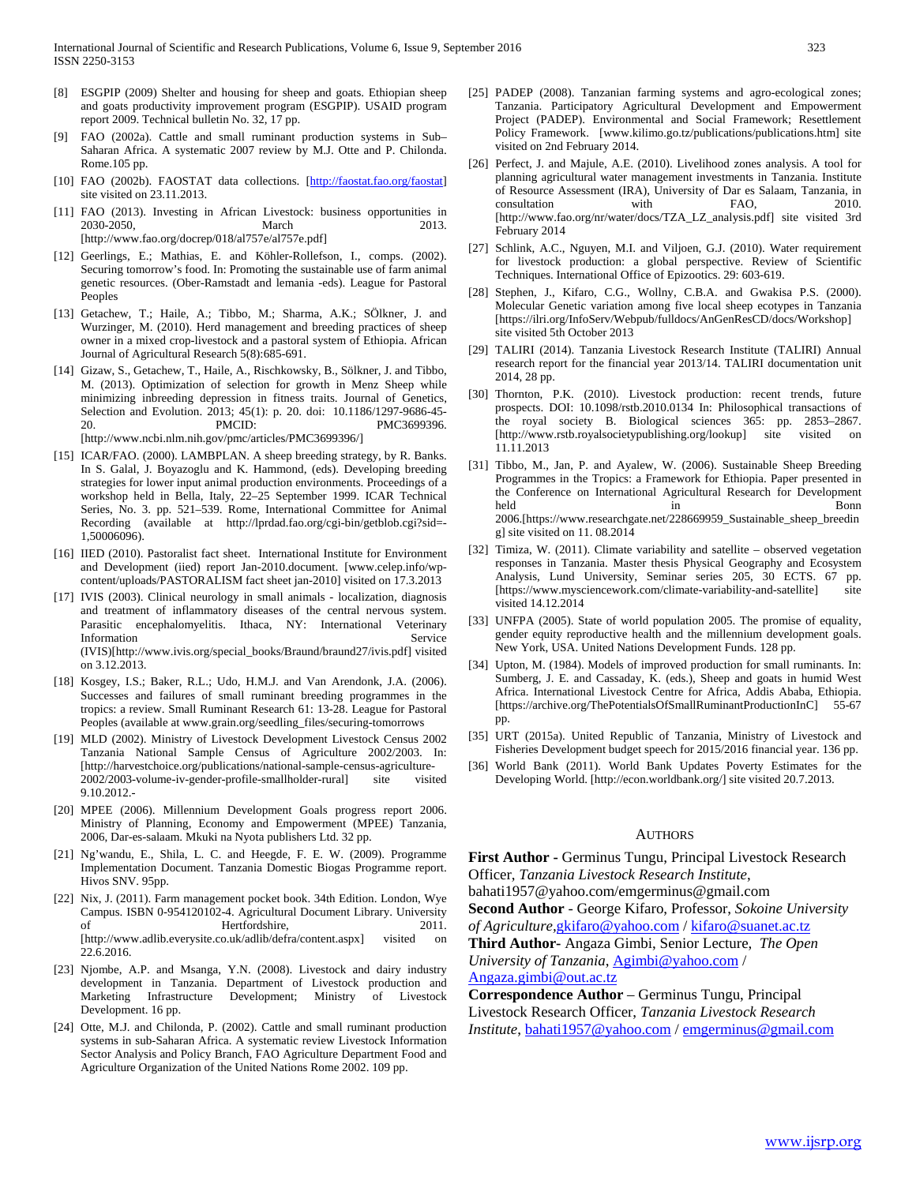[8] ESGPIP (2009) Shelter and housing for sheep and goats. Ethiopian sheep and goats productivity improvement program (ESGPIP). USAID program report 2009. Technical bulletin No. 32, 17 pp.

[9] FAO (2002a). Cattle and small ruminant production systems in Sub–Saharan Africa. A systematic 2007 review by M.J. Otte and P. Chilonda. Rome.105 pp.

[10] FAO (2002b). FAOSTAT data collections. [http://faostat.fao.org/faostat] site visited on 23.11.2013.

[11] FAO (2013). Investing in African Livestock: business opportunities in 2030-2050, March 2013. [http://www.fao.org/docrep/018/al757e/al757e.pdf]

[12] Geerlings, E.; Mathias, E. and Köhler-Rollefson, I., comps. (2002). Securing tomorrow's food. In: Promoting the sustainable use of farm animal genetic resources. (Ober-Ramstadt and lemania -eds). League for Pastoral Peoples

[13] Getachew, T.; Haile, A.; Tibbo, M.; Sharma, A.K.; SÖlkner, J. and Wurzinger, M. (2010). Herd management and breeding practices of sheep owner in a mixed crop-livestock and a pastoral system of Ethiopia. African Journal of Agricultural Research 5(8):685-691.

[14] Gizaw, S., Getachew, T., Haile, A., Rischkowsky, B., Sölkner, J. and Tibbo, M. (2013). Optimization of selection for growth in Menz Sheep while minimizing inbreeding depression in fitness traits. Journal of Genetics, Selection and Evolution. 2013; 45(1): p. 20. doi: 10.1186/1297-9686-45-20. PMCID: PMC3699396. [http://www.ncbi.nlm.nih.gov/pmc/articles/PMC3699396/]

[15] ICAR/FAO. (2000). LAMBPLAN. A sheep breeding strategy, by R. Banks. In S. Galal, J. Boyazoglu and K. Hammond, (eds). Developing breeding strategies for lower input animal production environments. Proceedings of a workshop held in Bella, Italy, 22–25 September 1999. ICAR Technical Series, No. 3. pp. 521–539. Rome, International Committee for Animal Recording (available at http://lprdad.fao.org/cgi-bin/getblob.cgi?sid=-1,50006096).

[16] IIED (2010). Pastoralist fact sheet. International Institute for Environment and Development (iied) report Jan-2010.document. [www.celep.info/wp-content/uploads/PASTORALISM fact sheet jan-2010] visited on 17.3.2013

[17] IVIS (2003). Clinical neurology in small animals - localization, diagnosis and treatment of inflammatory diseases of the central nervous system. Parasitic encephalomyelitis. Ithaca, NY: International Veterinary Information Service (IVIS)[http://www.ivis.org/special_books/Braund/braund27/ivis.pdf] visited on 3.12.2013.

[18] Kosgey, I.S.; Baker, R.L.; Udo, H.M.J. and Van Arendonk, J.A. (2006). Successes and failures of small ruminant breeding programmes in the tropics: a review. Small Ruminant Research 61: 13-28. League for Pastoral Peoples (available at www.grain.org/seedling_files/securing-tomorrows

[19] MLD (2002). Ministry of Livestock Development Livestock Census 2002 Tanzania National Sample Census of Agriculture 2002/2003. In: [http://harvestchoice.org/publications/national-sample-census-agriculture-2002/2003-volume-iv-gender-profile-smallholder-rural] site visited 9.10.2012.-

[20] MPEE (2006). Millennium Development Goals progress report 2006. Ministry of Planning, Economy and Empowerment (MPEE) Tanzania, 2006, Dar-es-salaam. Mkuki na Nyota publishers Ltd. 32 pp.

[21] Ng'wandu, E., Shila, L. C. and Heegde, F. E. W. (2009). Programme Implementation Document. Tanzania Domestic Biogas Programme report. Hivos SNV. 95pp.

[22] Nix, J. (2011). Farm management pocket book. 34th Edition. London, Wye Campus. ISBN 0-954120102-4. Agricultural Document Library. University of Hertfordshire, 2011. [http://www.adlib.everysite.co.uk/adlib/defra/content.aspx] visited on 22.6.2016.

[23] Njombe, A.P. and Msanga, Y.N. (2008). Livestock and dairy industry development in Tanzania. Department of Livestock production and Marketing Infrastructure Development; Ministry of Livestock Development. 16 pp.

[24] Otte, M.J. and Chilonda, P. (2002). Cattle and small ruminant production systems in sub-Saharan Africa. A systematic review Livestock Information Sector Analysis and Policy Branch, FAO Agriculture Department Food and Agriculture Organization of the United Nations Rome 2002. 109 pp.

[25] PADEP (2008). Tanzanian farming systems and agro-ecological zones; Tanzania. Participatory Agricultural Development and Empowerment Project (PADEP). Environmental and Social Framework; Resettlement Policy Framework. [www.kilimo.go.tz/publications/publications.htm] site visited on 2nd February 2014.

[26] Perfect, J. and Majule, A.E. (2010). Livelihood zones analysis. A tool for planning agricultural water management investments in Tanzania. Institute of Resource Assessment (IRA), University of Dar es Salaam, Tanzania, in consultation with FAO, 2010. [http://www.fao.org/nr/water/docs/TZA_LZ_analysis.pdf] site visited 3rd February 2014

[27] Schlink, A.C., Nguyen, M.I. and Viljoen, G.J. (2010). Water requirement for livestock production: a global perspective. Review of Scientific Techniques. International Office of Epizootics. 29: 603-619.

[28] Stephen, J., Kifaro, C.G., Wollny, C.B.A. and Gwakisa P.S. (2000). Molecular Genetic variation among five local sheep ecotypes in Tanzania [https://ilri.org/InfoServ/Webpub/fulldocs/AnGenResCD/docs/Workshop] site visited 5th October 2013

[29] TALIRI (2014). Tanzania Livestock Research Institute (TALIRI) Annual research report for the financial year 2013/14. TALIRI documentation unit 2014, 28 pp.

[30] Thornton, P.K. (2010). Livestock production: recent trends, future prospects. DOI: 10.1098/rstb.2010.0134 In: Philosophical transactions of the royal society B. Biological sciences 365: pp. 2853–2867. [http://www.rstb.royalsocietypublishing.org/lookup] site visited on 11.11.2013

[31] Tibbo, M., Jan, P. and Ayalew, W. (2006). Sustainable Sheep Breeding Programmes in the Tropics: a Framework for Ethiopia. Paper presented in the Conference on International Agricultural Research for Development held in Bonn 2006.[https://www.researchgate.net/228669959_Sustainable_sheep_breeding] site visited on 11. 08.2014

[32] Timiza, W. (2011). Climate variability and satellite – observed vegetation responses in Tanzania. Master thesis Physical Geography and Ecosystem Analysis, Lund University, Seminar series 205, 30 ECTS. 67 pp. [https://www.mysciencework.com/climate-variability-and-satellite] site visited 14.12.2014

[33] UNFPA (2005). State of world population 2005. The promise of equality, gender equity reproductive health and the millennium development goals. New York, USA. United Nations Development Funds. 128 pp.

[34] Upton, M. (1984). Models of improved production for small ruminants. In: Sumberg, J. E. and Cassaday, K. (eds.), Sheep and goats in humid West Africa. International Livestock Centre for Africa, Addis Ababa, Ethiopia. [https://archive.org/ThePotentialsOfSmallRuminantProductionInC] 55-67 pp.

[35] URT (2015a). United Republic of Tanzania, Ministry of Livestock and Fisheries Development budget speech for 2015/2016 financial year. 136 pp.

[36] World Bank (2011). World Bank Updates Poverty Estimates for the Developing World. [http://econ.worldbank.org/] site visited 20.7.2013.

## Authors

**First Author** - Germinus Tungu, Principal Livestock Research Officer, *Tanzania Livestock Research Institute*, bahati1957@yahoo.com/emgerminus@gmail.com

**Second Author** - George Kifaro, Professor, *Sokoine University of Agriculture*,gkifaro@yahoo.com / kifaro@suanet.ac.tz

**Third Author**- Angaza Gimbi, Senior Lecture, *The Open University of Tanzania*, Agimbi@yahoo.com / Angaza.gimbi@out.ac.tz

**Correspondence Author** – Germinus Tungu, Principal Livestock Research Officer, *Tanzania Livestock Research Institute*, bahati1957@yahoo.com / emgerminus@gmail.com